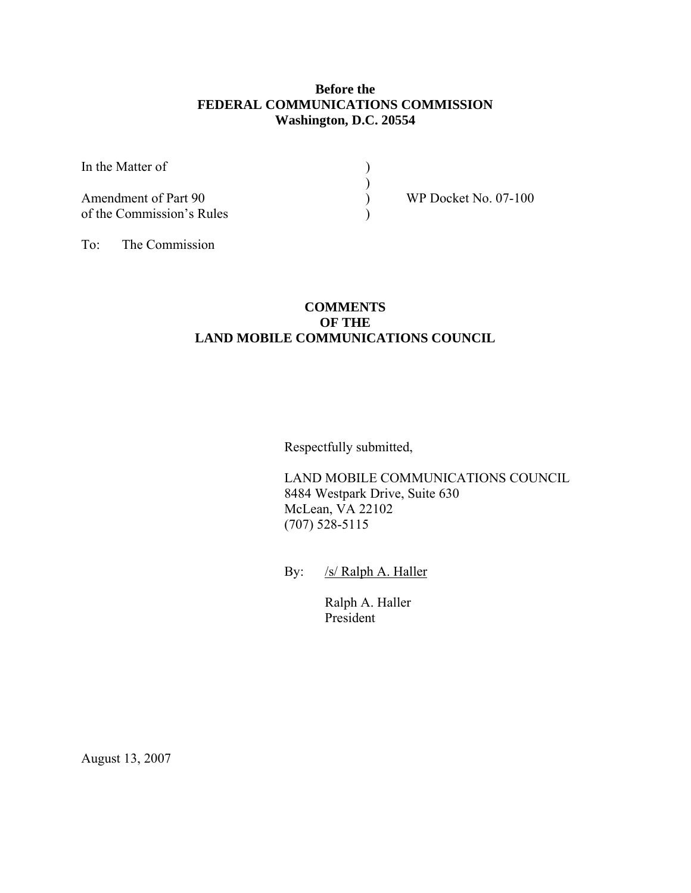**Before the**
**FEDERAL COMMUNICATIONS COMMISSION**
**Washington, D.C. 20554**

| | | |
|---|---|---|
| In the Matter of | ) | |
| | ) | |
| Amendment of Part 90 | ) | WP Docket No. 07-100 |
| of the Commission's Rules | ) | |

To: The Commission

**COMMENTS**
**OF THE**
**LAND MOBILE COMMUNICATIONS COUNCIL**

Respectfully submitted,

LAND MOBILE COMMUNICATIONS COUNCIL
8484 Westpark Drive, Suite 630
McLean, VA 22102
(707) 528-5115

By: /s/ Ralph A. Haller

Ralph A. Haller
President

August 13, 2007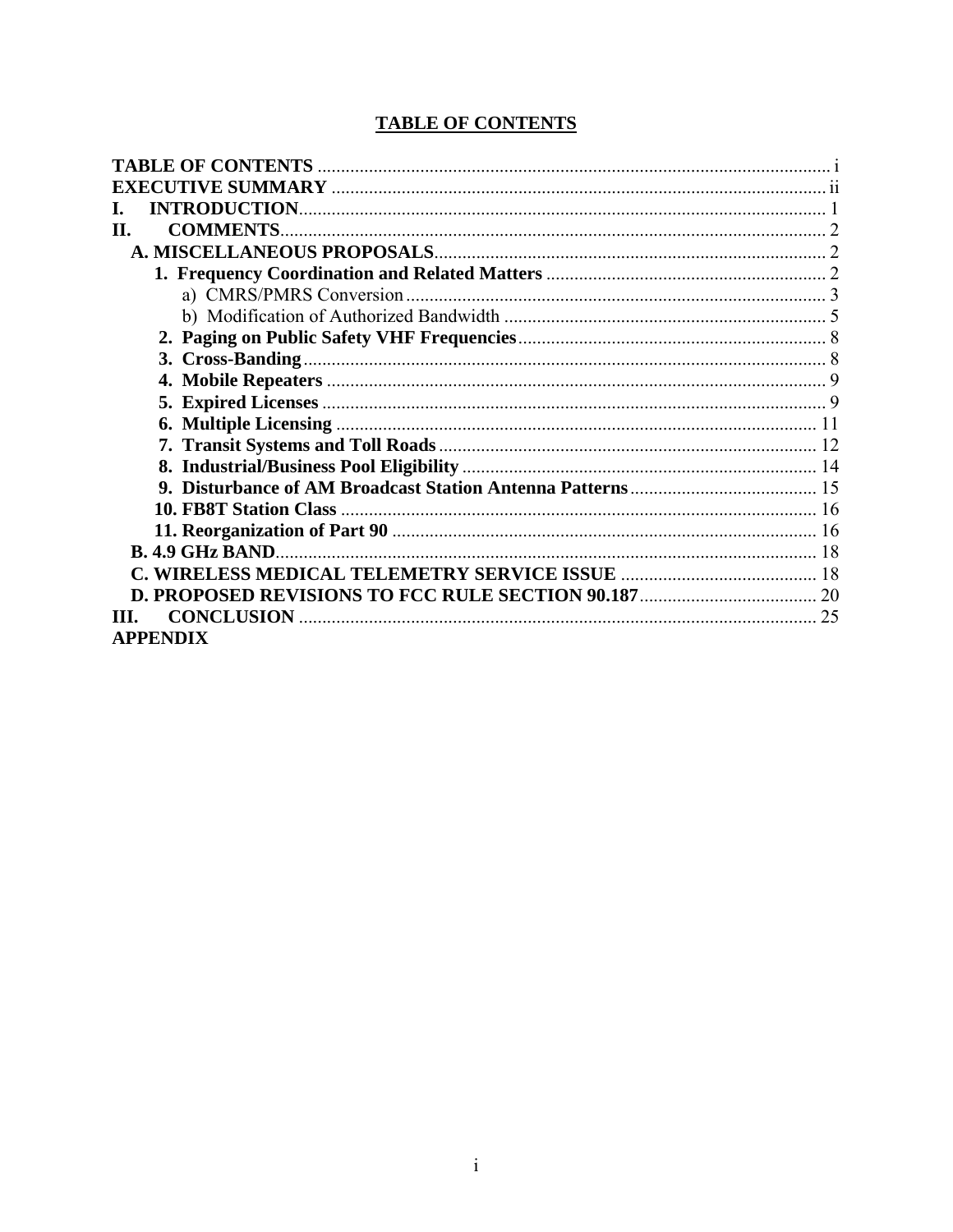# TABLE OF CONTENTS

**TABLE OF CONTENTS** .......... i
**EXECUTIVE SUMMARY** .......... ii
**I. INTRODUCTION** .......... 1
**II. COMMENTS** .......... 2
- **A. MISCELLANEOUS PROPOSALS** .......... 2
  - **1. Frequency Coordination and Related Matters** .......... 2
    - a) CMRS/PMRS Conversion .......... 3
    - b) Modification of Authorized Bandwidth .......... 5
  - **2. Paging on Public Safety VHF Frequencies** .......... 8
  - **3. Cross-Banding** .......... 8
  - **4. Mobile Repeaters** .......... 9
  - **5. Expired Licenses** .......... 9
  - **6. Multiple Licensing** .......... 11
  - **7. Transit Systems and Toll Roads** .......... 12
  - **8. Industrial/Business Pool Eligibility** .......... 14
  - **9. Disturbance of AM Broadcast Station Antenna Patterns** .......... 15
  - **10. FB8T Station Class** .......... 16
  - **11. Reorganization of Part 90** .......... 16
- **B. 4.9 GHz BAND** .......... 18
- **C. WIRELESS MEDICAL TELEMETRY SERVICE ISSUE** .......... 18
- **D. PROPOSED REVISIONS TO FCC RULE SECTION 90.187** .......... 20

**III. CONCLUSION** .......... 25
**APPENDIX**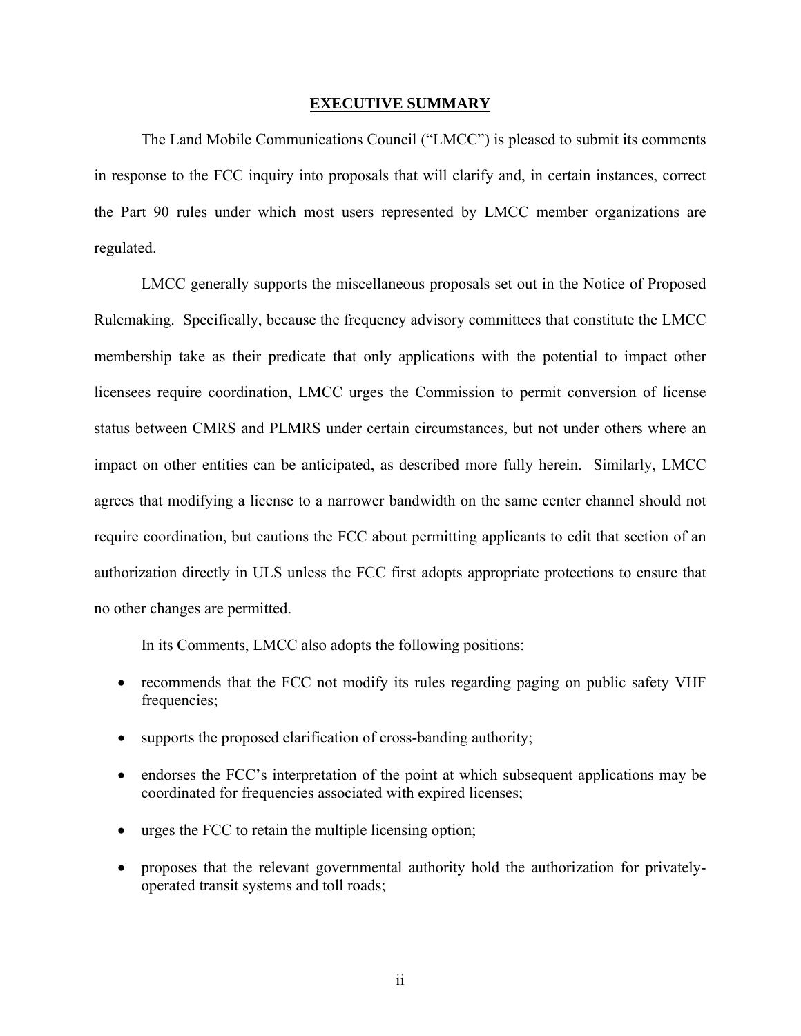# EXECUTIVE SUMMARY

The Land Mobile Communications Council ("LMCC") is pleased to submit its comments in response to the FCC inquiry into proposals that will clarify and, in certain instances, correct the Part 90 rules under which most users represented by LMCC member organizations are regulated.

LMCC generally supports the miscellaneous proposals set out in the Notice of Proposed Rulemaking. Specifically, because the frequency advisory committees that constitute the LMCC membership take as their predicate that only applications with the potential to impact other licensees require coordination, LMCC urges the Commission to permit conversion of license status between CMRS and PLMRS under certain circumstances, but not under others where an impact on other entities can be anticipated, as described more fully herein. Similarly, LMCC agrees that modifying a license to a narrower bandwidth on the same center channel should not require coordination, but cautions the FCC about permitting applicants to edit that section of an authorization directly in ULS unless the FCC first adopts appropriate protections to ensure that no other changes are permitted.

In its Comments, LMCC also adopts the following positions:

- recommends that the FCC not modify its rules regarding paging on public safety VHF frequencies;
- supports the proposed clarification of cross-banding authority;
- endorses the FCC's interpretation of the point at which subsequent applications may be coordinated for frequencies associated with expired licenses;
- urges the FCC to retain the multiple licensing option;
- proposes that the relevant governmental authority hold the authorization for privately-operated transit systems and toll roads;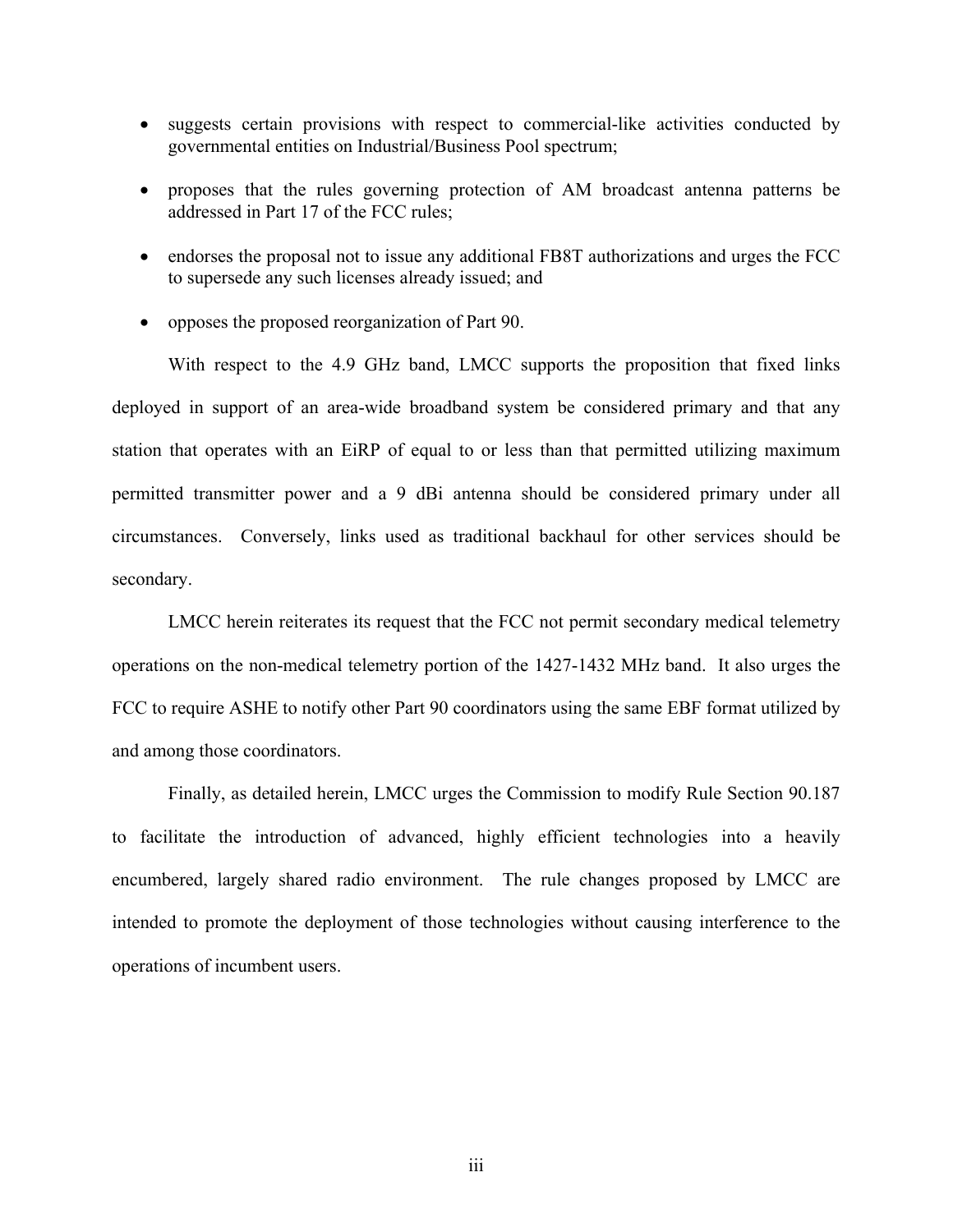- suggests certain provisions with respect to commercial-like activities conducted by governmental entities on Industrial/Business Pool spectrum;
- proposes that the rules governing protection of AM broadcast antenna patterns be addressed in Part 17 of the FCC rules;
- endorses the proposal not to issue any additional FB8T authorizations and urges the FCC to supersede any such licenses already issued; and
- opposes the proposed reorganization of Part 90.

With respect to the 4.9 GHz band, LMCC supports the proposition that fixed links deployed in support of an area-wide broadband system be considered primary and that any station that operates with an EiRP of equal to or less than that permitted utilizing maximum permitted transmitter power and a 9 dBi antenna should be considered primary under all circumstances. Conversely, links used as traditional backhaul for other services should be secondary.

LMCC herein reiterates its request that the FCC not permit secondary medical telemetry operations on the non-medical telemetry portion of the 1427-1432 MHz band. It also urges the FCC to require ASHE to notify other Part 90 coordinators using the same EBF format utilized by and among those coordinators.

Finally, as detailed herein, LMCC urges the Commission to modify Rule Section 90.187 to facilitate the introduction of advanced, highly efficient technologies into a heavily encumbered, largely shared radio environment. The rule changes proposed by LMCC are intended to promote the deployment of those technologies without causing interference to the operations of incumbent users.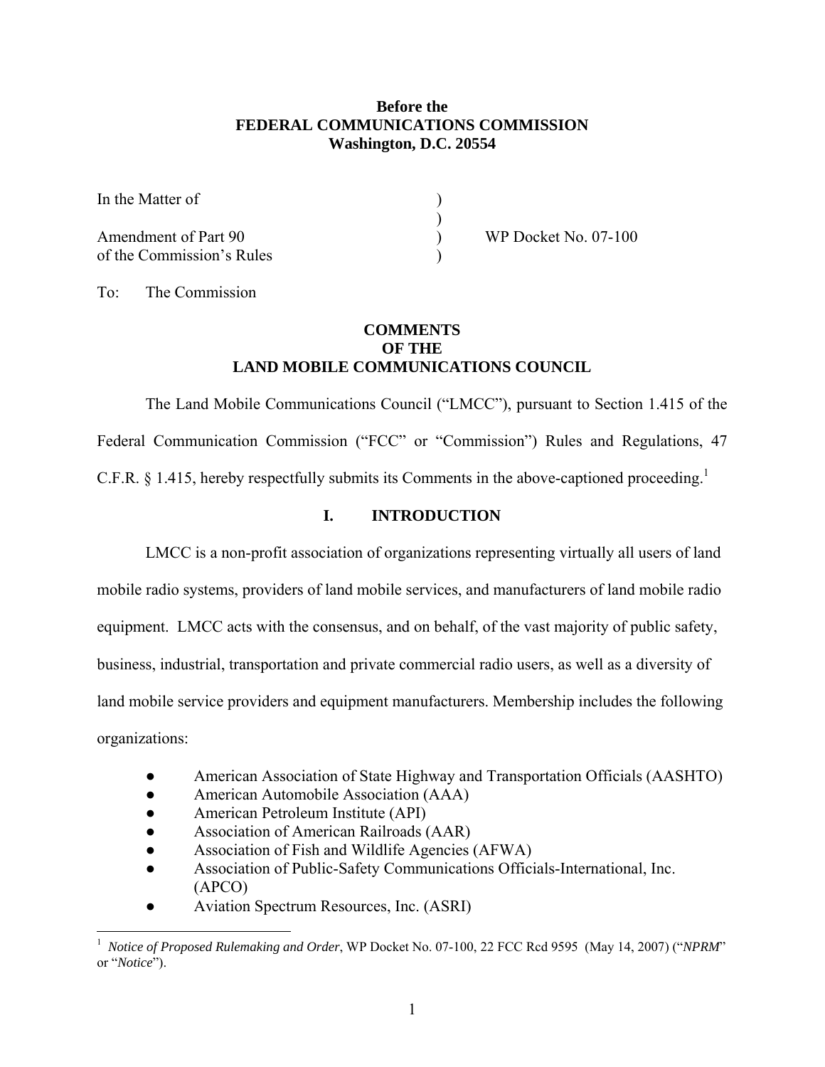**Before the**
**FEDERAL COMMUNICATIONS COMMISSION**
**Washington, D.C. 20554**

| | | |
|---|---|---|
| In the Matter of | ) | |
| | ) | |
| Amendment of Part 90 | ) | WP Docket No. 07-100 |
| of the Commission's Rules | ) | |

To: The Commission

**COMMENTS**
**OF THE**
**LAND MOBILE COMMUNICATIONS COUNCIL**

The Land Mobile Communications Council ("LMCC"), pursuant to Section 1.415 of the Federal Communication Commission ("FCC" or "Commission") Rules and Regulations, 47 C.F.R. § 1.415, hereby respectfully submits its Comments in the above-captioned proceeding.[1]

## I. INTRODUCTION

LMCC is a non-profit association of organizations representing virtually all users of land mobile radio systems, providers of land mobile services, and manufacturers of land mobile radio equipment. LMCC acts with the consensus, and on behalf, of the vast majority of public safety, business, industrial, transportation and private commercial radio users, as well as a diversity of land mobile service providers and equipment manufacturers. Membership includes the following organizations:

- American Association of State Highway and Transportation Officials (AASHTO)
- American Automobile Association (AAA)
- American Petroleum Institute (API)
- Association of American Railroads (AAR)
- Association of Fish and Wildlife Agencies (AFWA)
- Association of Public-Safety Communications Officials-International, Inc. (APCO)
- Aviation Spectrum Resources, Inc. (ASRI)

---

[1] *Notice of Proposed Rulemaking and Order*, WP Docket No. 07-100, 22 FCC Rcd 9595 (May 14, 2007) ("*NPRM*" or "*Notice*").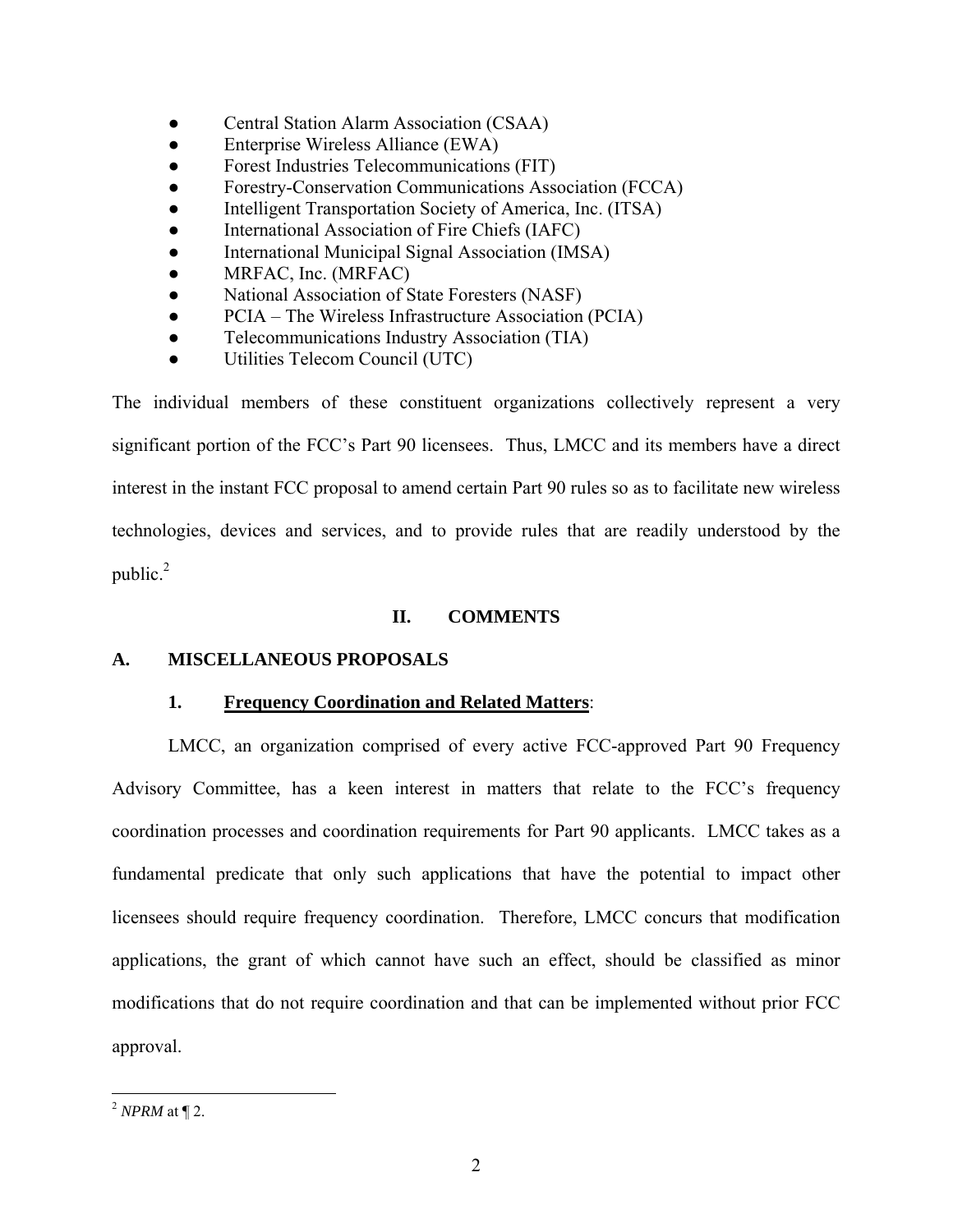- Central Station Alarm Association (CSAA)
- Enterprise Wireless Alliance (EWA)
- Forest Industries Telecommunications (FIT)
- Forestry-Conservation Communications Association (FCCA)
- Intelligent Transportation Society of America, Inc. (ITSA)
- International Association of Fire Chiefs (IAFC)
- International Municipal Signal Association (IMSA)
- MRFAC, Inc. (MRFAC)
- National Association of State Foresters (NASF)
- PCIA – The Wireless Infrastructure Association (PCIA)
- Telecommunications Industry Association (TIA)
- Utilities Telecom Council (UTC)

The individual members of these constituent organizations collectively represent a very significant portion of the FCC's Part 90 licensees. Thus, LMCC and its members have a direct interest in the instant FCC proposal to amend certain Part 90 rules so as to facilitate new wireless technologies, devices and services, and to provide rules that are readily understood by the public.[2]

## II. COMMENTS

### A. MISCELLANEOUS PROPOSALS

#### 1. <u>Frequency Coordination and Related Matters</u>:

LMCC, an organization comprised of every active FCC-approved Part 90 Frequency Advisory Committee, has a keen interest in matters that relate to the FCC's frequency coordination processes and coordination requirements for Part 90 applicants. LMCC takes as a fundamental predicate that only such applications that have the potential to impact other licensees should require frequency coordination. Therefore, LMCC concurs that modification applications, the grant of which cannot have such an effect, should be classified as minor modifications that do not require coordination and that can be implemented without prior FCC approval.

---

[2] *NPRM* at ¶ 2.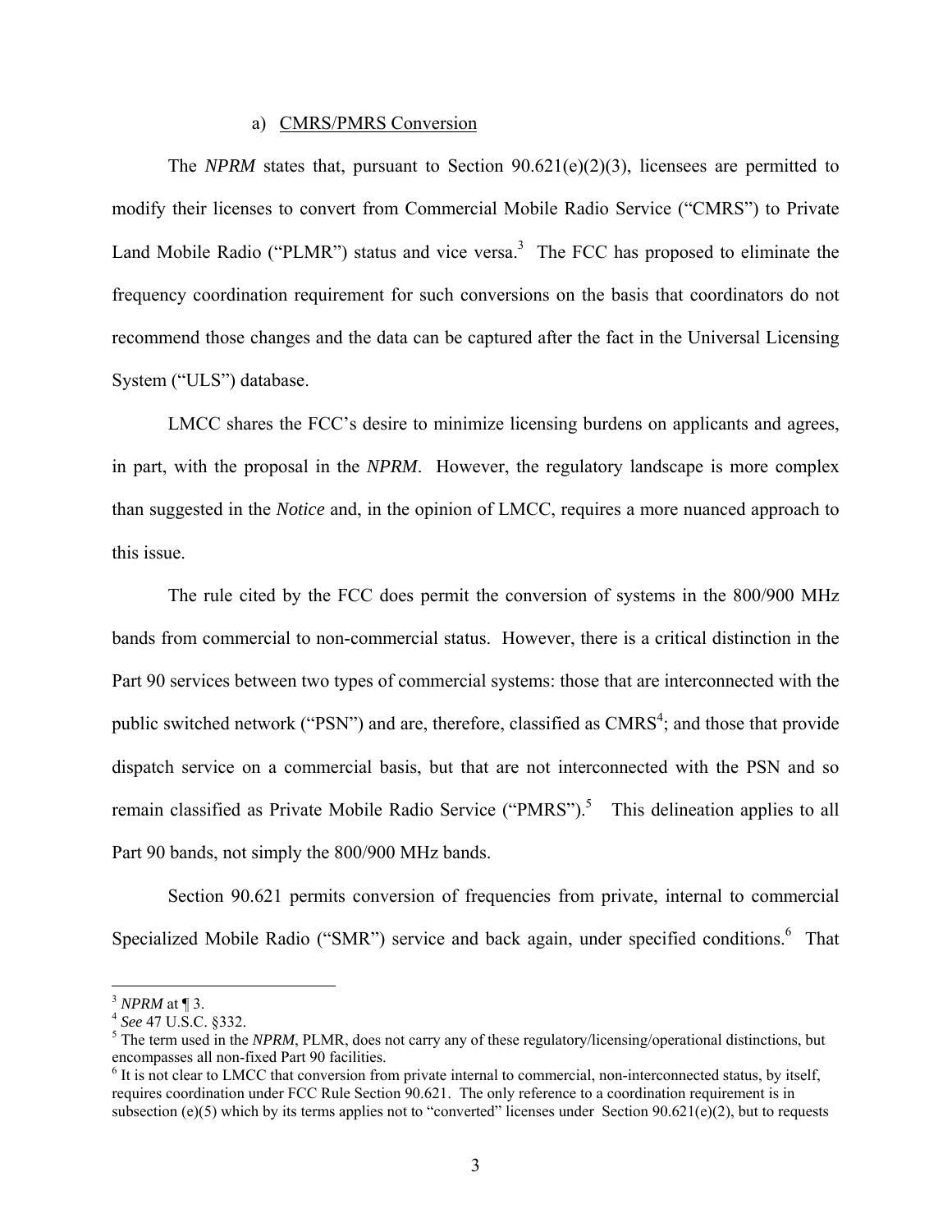a) CMRS/PMRS Conversion

The *NPRM* states that, pursuant to Section 90.621(e)(2)(3), licensees are permitted to modify their licenses to convert from Commercial Mobile Radio Service ("CMRS") to Private Land Mobile Radio ("PLMR") status and vice versa.[3] The FCC has proposed to eliminate the frequency coordination requirement for such conversions on the basis that coordinators do not recommend those changes and the data can be captured after the fact in the Universal Licensing System ("ULS") database.

LMCC shares the FCC's desire to minimize licensing burdens on applicants and agrees, in part, with the proposal in the *NPRM*. However, the regulatory landscape is more complex than suggested in the *Notice* and, in the opinion of LMCC, requires a more nuanced approach to this issue.

The rule cited by the FCC does permit the conversion of systems in the 800/900 MHz bands from commercial to non-commercial status. However, there is a critical distinction in the Part 90 services between two types of commercial systems: those that are interconnected with the public switched network ("PSN") and are, therefore, classified as CMRS[4]; and those that provide dispatch service on a commercial basis, but that are not interconnected with the PSN and so remain classified as Private Mobile Radio Service ("PMRS").[5] This delineation applies to all Part 90 bands, not simply the 800/900 MHz bands.

Section 90.621 permits conversion of frequencies from private, internal to commercial Specialized Mobile Radio ("SMR") service and back again, under specified conditions.[6] That

---

[3] *NPRM* at ¶ 3.

[4] *See* 47 U.S.C. §332.

[5] The term used in the *NPRM*, PLMR, does not carry any of these regulatory/licensing/operational distinctions, but encompasses all non-fixed Part 90 facilities.

[6] It is not clear to LMCC that conversion from private internal to commercial, non-interconnected status, by itself, requires coordination under FCC Rule Section 90.621. The only reference to a coordination requirement is in subsection (e)(5) which by its terms applies not to "converted" licenses under Section 90.621(e)(2), but to requests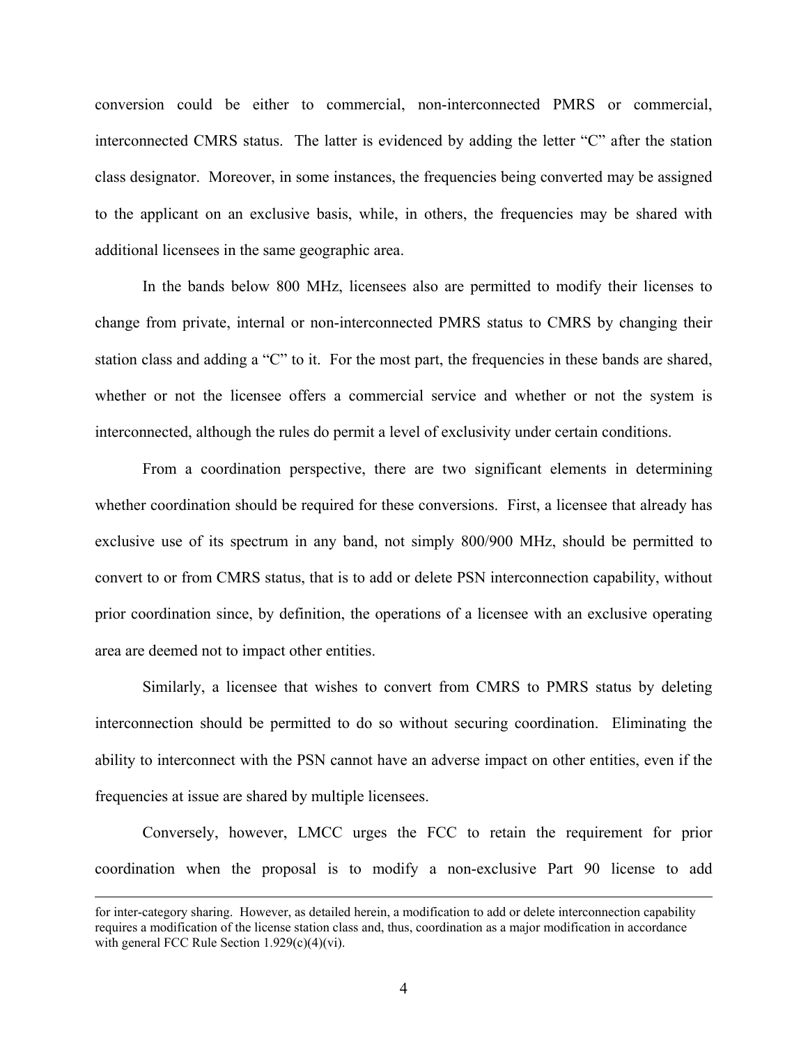conversion could be either to commercial, non-interconnected PMRS or commercial, interconnected CMRS status. The latter is evidenced by adding the letter "C" after the station class designator. Moreover, in some instances, the frequencies being converted may be assigned to the applicant on an exclusive basis, while, in others, the frequencies may be shared with additional licensees in the same geographic area.

In the bands below 800 MHz, licensees also are permitted to modify their licenses to change from private, internal or non-interconnected PMRS status to CMRS by changing their station class and adding a "C" to it. For the most part, the frequencies in these bands are shared, whether or not the licensee offers a commercial service and whether or not the system is interconnected, although the rules do permit a level of exclusivity under certain conditions.

From a coordination perspective, there are two significant elements in determining whether coordination should be required for these conversions. First, a licensee that already has exclusive use of its spectrum in any band, not simply 800/900 MHz, should be permitted to convert to or from CMRS status, that is to add or delete PSN interconnection capability, without prior coordination since, by definition, the operations of a licensee with an exclusive operating area are deemed not to impact other entities.

Similarly, a licensee that wishes to convert from CMRS to PMRS status by deleting interconnection should be permitted to do so without securing coordination. Eliminating the ability to interconnect with the PSN cannot have an adverse impact on other entities, even if the frequencies at issue are shared by multiple licensees.

Conversely, however, LMCC urges the FCC to retain the requirement for prior coordination when the proposal is to modify a non-exclusive Part 90 license to add

---

for inter-category sharing. However, as detailed herein, a modification to add or delete interconnection capability requires a modification of the license station class and, thus, coordination as a major modification in accordance with general FCC Rule Section 1.929(c)(4)(vi).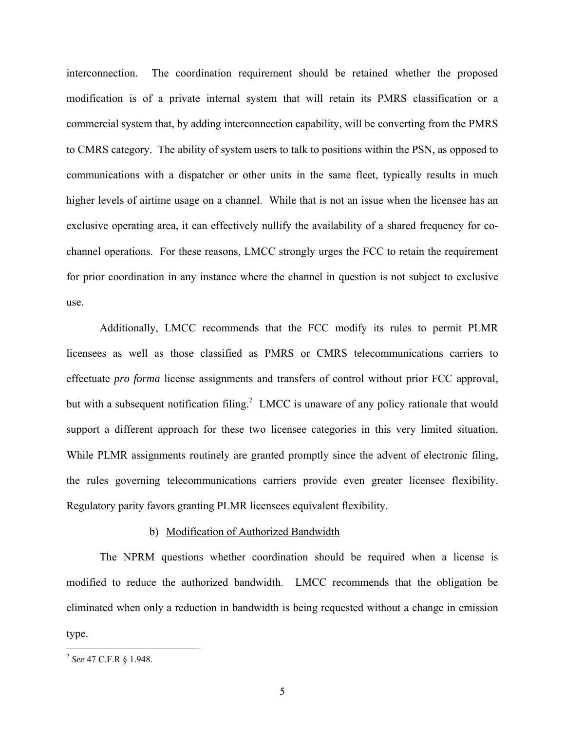interconnection. The coordination requirement should be retained whether the proposed modification is of a private internal system that will retain its PMRS classification or a commercial system that, by adding interconnection capability, will be converting from the PMRS to CMRS category. The ability of system users to talk to positions within the PSN, as opposed to communications with a dispatcher or other units in the same fleet, typically results in much higher levels of airtime usage on a channel. While that is not an issue when the licensee has an exclusive operating area, it can effectively nullify the availability of a shared frequency for co-channel operations. For these reasons, LMCC strongly urges the FCC to retain the requirement for prior coordination in any instance where the channel in question is not subject to exclusive use.

Additionally, LMCC recommends that the FCC modify its rules to permit PLMR licensees as well as those classified as PMRS or CMRS telecommunications carriers to effectuate *pro forma* license assignments and transfers of control without prior FCC approval, but with a subsequent notification filing.[7] LMCC is unaware of any policy rationale that would support a different approach for these two licensee categories in this very limited situation. While PLMR assignments routinely are granted promptly since the advent of electronic filing, the rules governing telecommunications carriers provide even greater licensee flexibility. Regulatory parity favors granting PLMR licensees equivalent flexibility.

### b) Modification of Authorized Bandwidth

The NPRM questions whether coordination should be required when a license is modified to reduce the authorized bandwidth. LMCC recommends that the obligation be eliminated when only a reduction in bandwidth is being requested without a change in emission type.

---

[7] *See* 47 C.F.R § 1.948.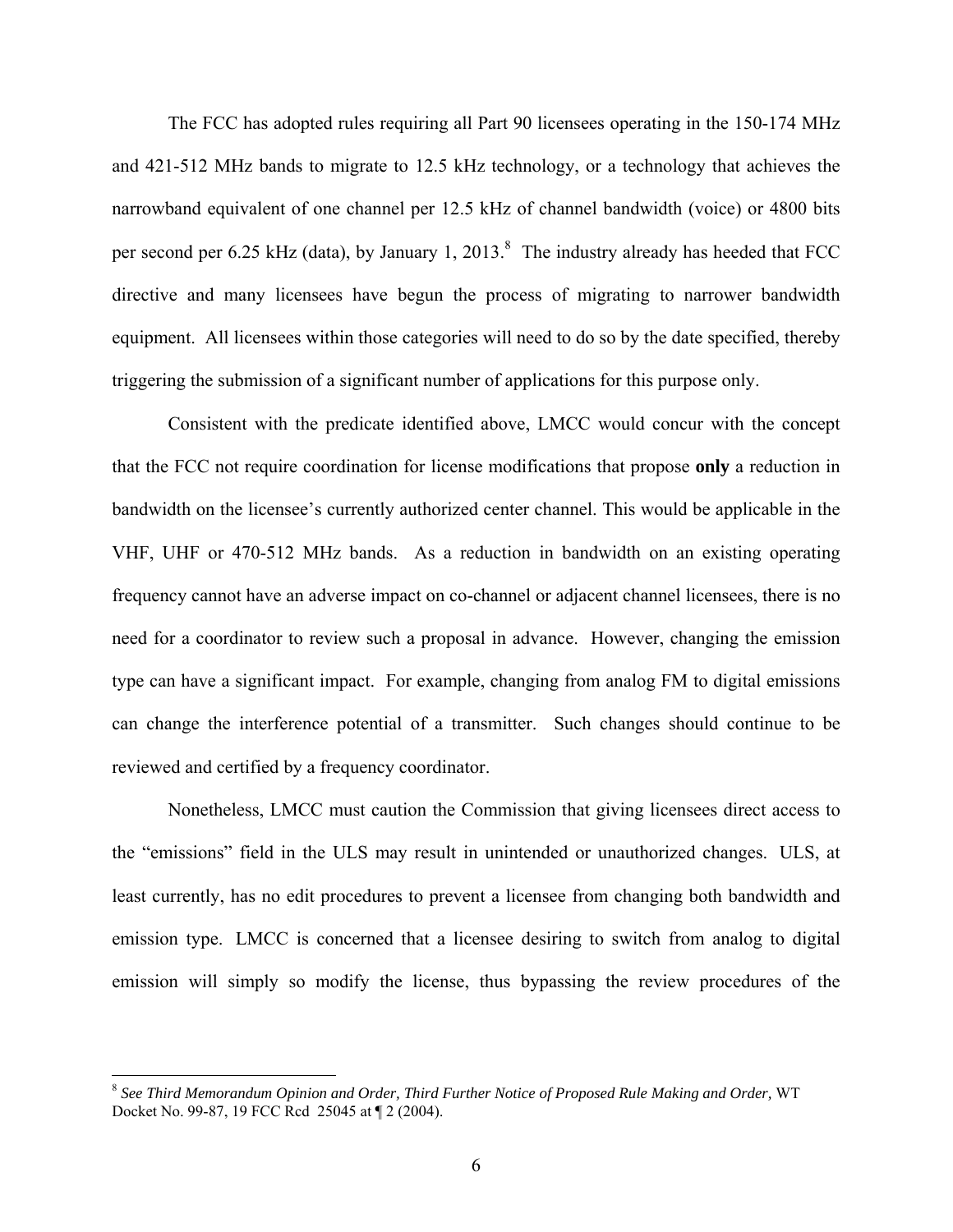The FCC has adopted rules requiring all Part 90 licensees operating in the 150-174 MHz and 421-512 MHz bands to migrate to 12.5 kHz technology, or a technology that achieves the narrowband equivalent of one channel per 12.5 kHz of channel bandwidth (voice) or 4800 bits per second per 6.25 kHz (data), by January 1, 2013.[8] The industry already has heeded that FCC directive and many licensees have begun the process of migrating to narrower bandwidth equipment. All licensees within those categories will need to do so by the date specified, thereby triggering the submission of a significant number of applications for this purpose only.

Consistent with the predicate identified above, LMCC would concur with the concept that the FCC not require coordination for license modifications that propose **only** a reduction in bandwidth on the licensee's currently authorized center channel. This would be applicable in the VHF, UHF or 470-512 MHz bands. As a reduction in bandwidth on an existing operating frequency cannot have an adverse impact on co-channel or adjacent channel licensees, there is no need for a coordinator to review such a proposal in advance. However, changing the emission type can have a significant impact. For example, changing from analog FM to digital emissions can change the interference potential of a transmitter. Such changes should continue to be reviewed and certified by a frequency coordinator.

Nonetheless, LMCC must caution the Commission that giving licensees direct access to the "emissions" field in the ULS may result in unintended or unauthorized changes. ULS, at least currently, has no edit procedures to prevent a licensee from changing both bandwidth and emission type. LMCC is concerned that a licensee desiring to switch from analog to digital emission will simply so modify the license, thus bypassing the review procedures of the

---

[8] *See Third Memorandum Opinion and Order, Third Further Notice of Proposed Rule Making and Order,* WT Docket No. 99-87, 19 FCC Rcd 25045 at ¶ 2 (2004).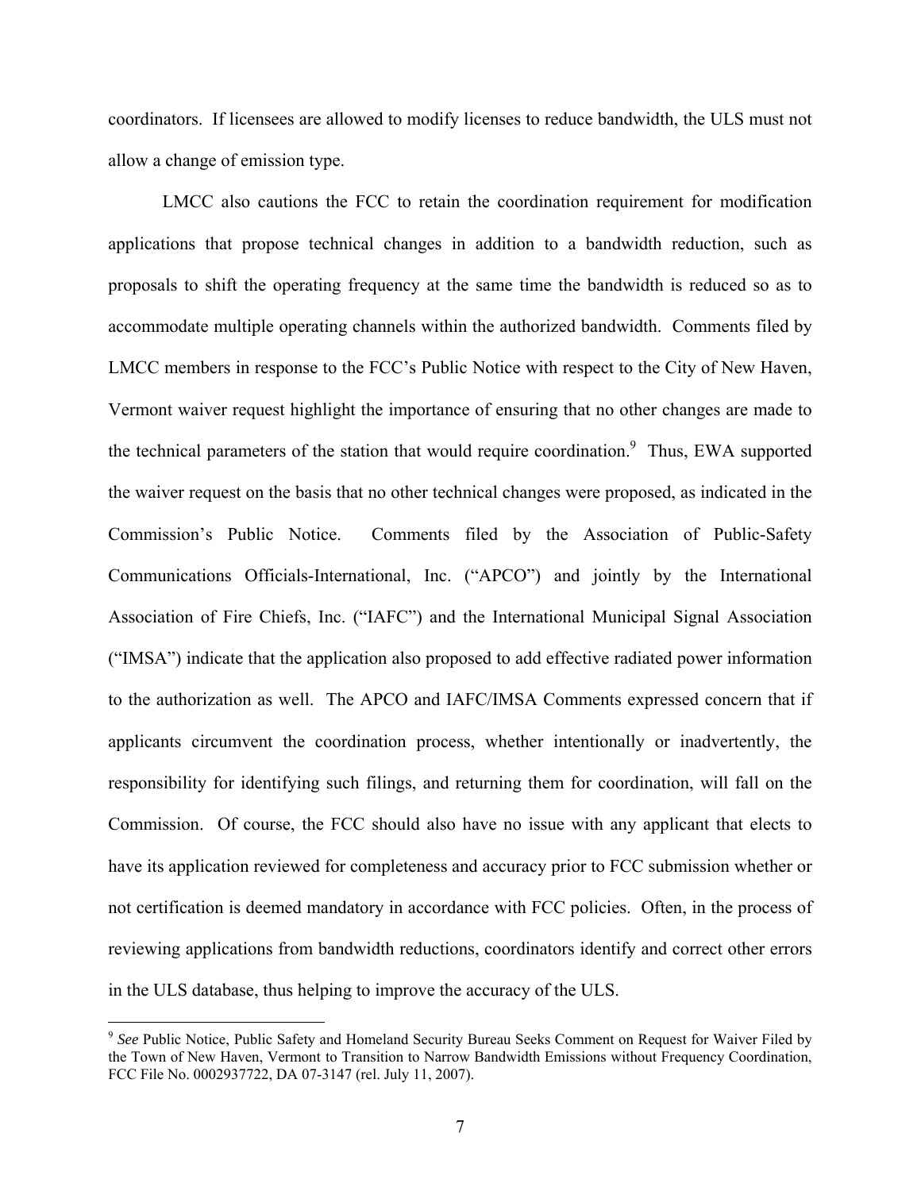coordinators. If licensees are allowed to modify licenses to reduce bandwidth, the ULS must not allow a change of emission type.

LMCC also cautions the FCC to retain the coordination requirement for modification applications that propose technical changes in addition to a bandwidth reduction, such as proposals to shift the operating frequency at the same time the bandwidth is reduced so as to accommodate multiple operating channels within the authorized bandwidth. Comments filed by LMCC members in response to the FCC's Public Notice with respect to the City of New Haven, Vermont waiver request highlight the importance of ensuring that no other changes are made to the technical parameters of the station that would require coordination.[9] Thus, EWA supported the waiver request on the basis that no other technical changes were proposed, as indicated in the Commission's Public Notice. Comments filed by the Association of Public-Safety Communications Officials-International, Inc. ("APCO") and jointly by the International Association of Fire Chiefs, Inc. ("IAFC") and the International Municipal Signal Association ("IMSA") indicate that the application also proposed to add effective radiated power information to the authorization as well. The APCO and IAFC/IMSA Comments expressed concern that if applicants circumvent the coordination process, whether intentionally or inadvertently, the responsibility for identifying such filings, and returning them for coordination, will fall on the Commission. Of course, the FCC should also have no issue with any applicant that elects to have its application reviewed for completeness and accuracy prior to FCC submission whether or not certification is deemed mandatory in accordance with FCC policies. Often, in the process of reviewing applications from bandwidth reductions, coordinators identify and correct other errors in the ULS database, thus helping to improve the accuracy of the ULS.

[9] *See* Public Notice, Public Safety and Homeland Security Bureau Seeks Comment on Request for Waiver Filed by the Town of New Haven, Vermont to Transition to Narrow Bandwidth Emissions without Frequency Coordination, FCC File No. 0002937722, DA 07-3147 (rel. July 11, 2007).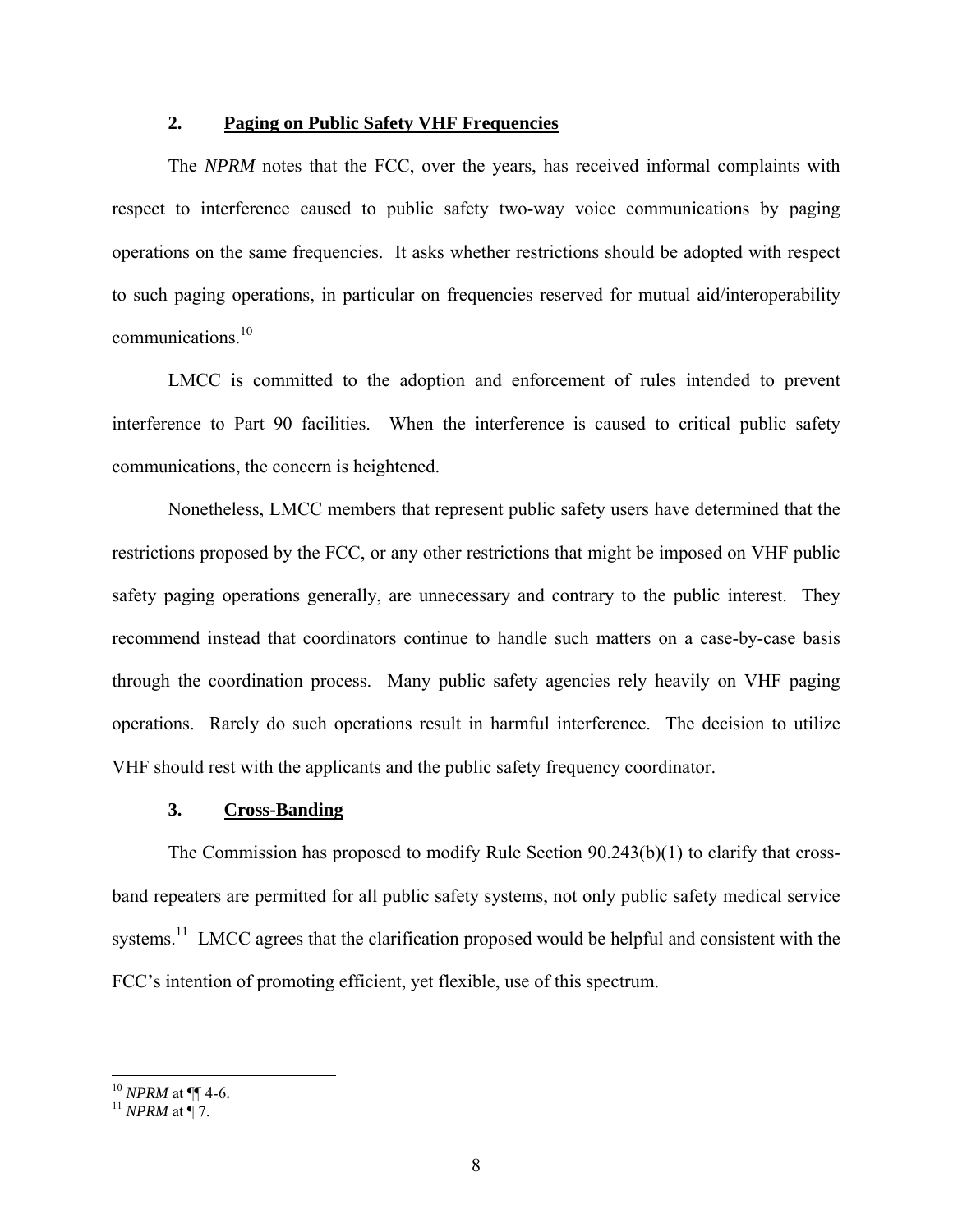### 2. <u>Paging on Public Safety VHF Frequencies</u>

The *NPRM* notes that the FCC, over the years, has received informal complaints with respect to interference caused to public safety two-way voice communications by paging operations on the same frequencies. It asks whether restrictions should be adopted with respect to such paging operations, in particular on frequencies reserved for mutual aid/interoperability communications.[10]

LMCC is committed to the adoption and enforcement of rules intended to prevent interference to Part 90 facilities. When the interference is caused to critical public safety communications, the concern is heightened.

Nonetheless, LMCC members that represent public safety users have determined that the restrictions proposed by the FCC, or any other restrictions that might be imposed on VHF public safety paging operations generally, are unnecessary and contrary to the public interest. They recommend instead that coordinators continue to handle such matters on a case-by-case basis through the coordination process. Many public safety agencies rely heavily on VHF paging operations. Rarely do such operations result in harmful interference. The decision to utilize VHF should rest with the applicants and the public safety frequency coordinator.

### 3. <u>Cross-Banding</u>

The Commission has proposed to modify Rule Section 90.243(b)(1) to clarify that cross-band repeaters are permitted for all public safety systems, not only public safety medical service systems.[11] LMCC agrees that the clarification proposed would be helpful and consistent with the FCC's intention of promoting efficient, yet flexible, use of this spectrum.

---

[10] *NPRM* at ¶¶ 4-6.

[11] *NPRM* at ¶ 7.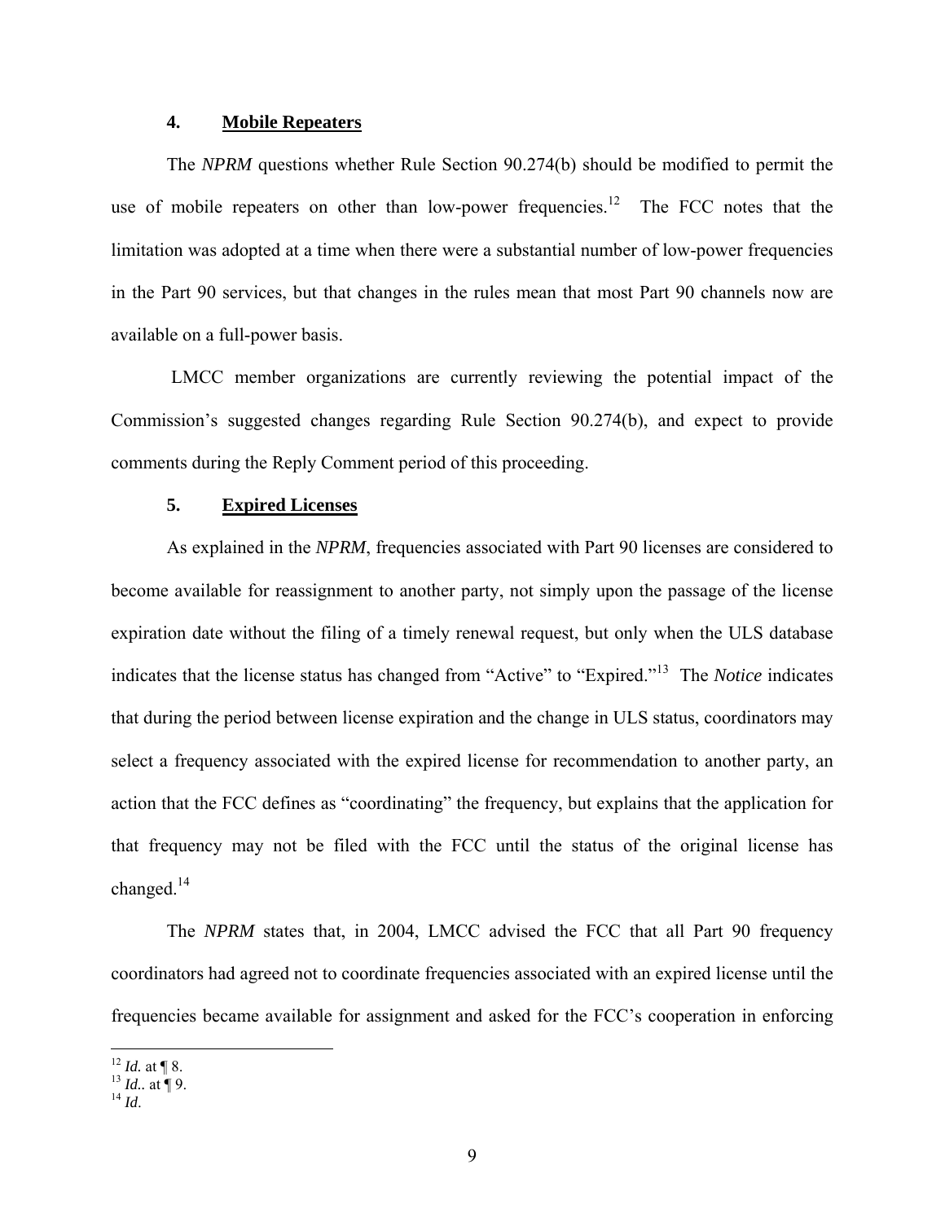### 4. **Mobile Repeaters**

The *NPRM* questions whether Rule Section 90.274(b) should be modified to permit the use of mobile repeaters on other than low-power frequencies.[12] The FCC notes that the limitation was adopted at a time when there were a substantial number of low-power frequencies in the Part 90 services, but that changes in the rules mean that most Part 90 channels now are available on a full-power basis.

LMCC member organizations are currently reviewing the potential impact of the Commission's suggested changes regarding Rule Section 90.274(b), and expect to provide comments during the Reply Comment period of this proceeding.

### 5. **Expired Licenses**

As explained in the *NPRM*, frequencies associated with Part 90 licenses are considered to become available for reassignment to another party, not simply upon the passage of the license expiration date without the filing of a timely renewal request, but only when the ULS database indicates that the license status has changed from "Active" to "Expired."[13] The *Notice* indicates that during the period between license expiration and the change in ULS status, coordinators may select a frequency associated with the expired license for recommendation to another party, an action that the FCC defines as "coordinating" the frequency, but explains that the application for that frequency may not be filed with the FCC until the status of the original license has changed.[14]

The *NPRM* states that, in 2004, LMCC advised the FCC that all Part 90 frequency coordinators had agreed not to coordinate frequencies associated with an expired license until the frequencies became available for assignment and asked for the FCC's cooperation in enforcing

---

[12] *Id.* at ¶ 8.

[13] *Id.*. at ¶ 9.

[14] *Id*.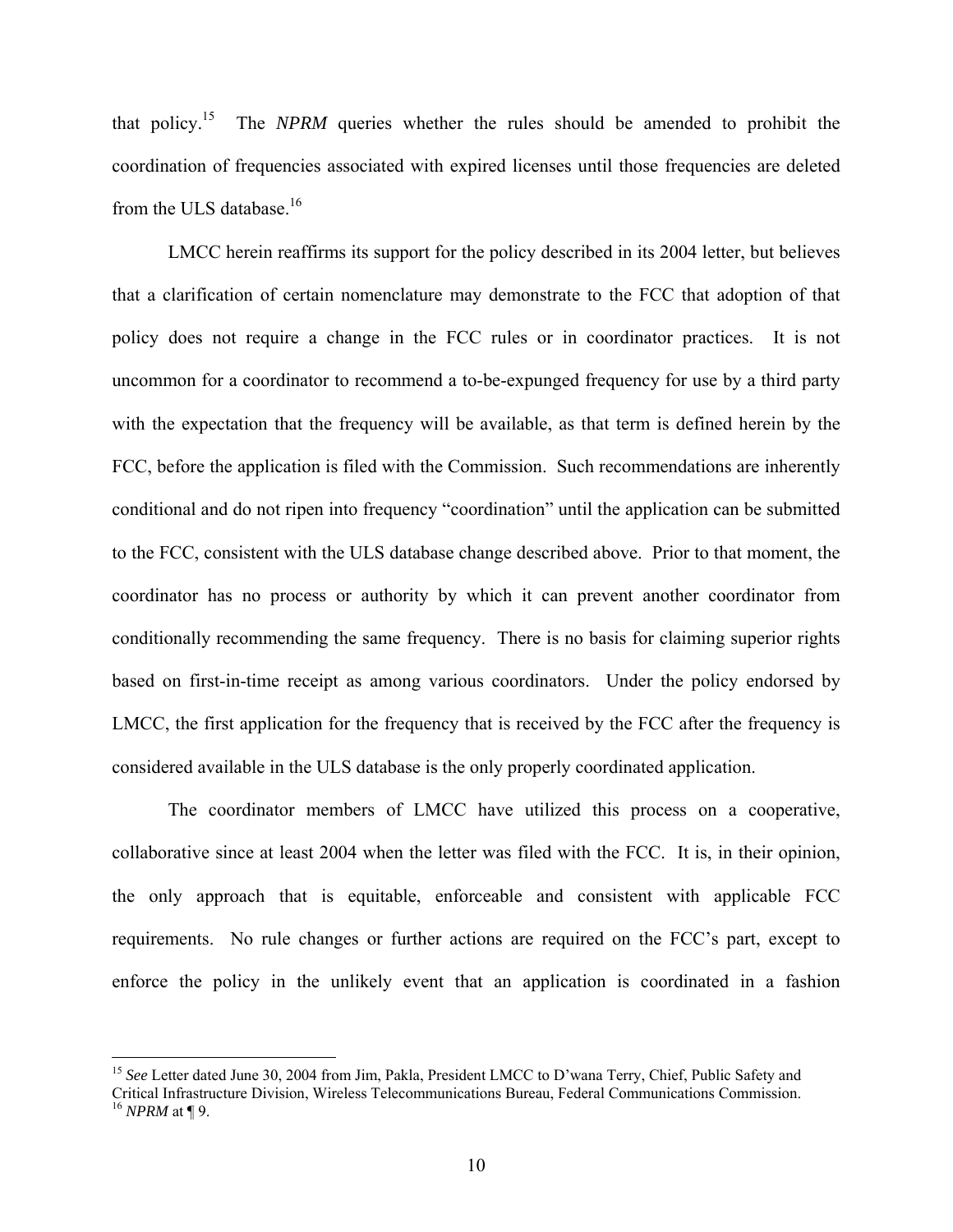that policy.[15] The *NPRM* queries whether the rules should be amended to prohibit the coordination of frequencies associated with expired licenses until those frequencies are deleted from the ULS database.[16]

LMCC herein reaffirms its support for the policy described in its 2004 letter, but believes that a clarification of certain nomenclature may demonstrate to the FCC that adoption of that policy does not require a change in the FCC rules or in coordinator practices. It is not uncommon for a coordinator to recommend a to-be-expunged frequency for use by a third party with the expectation that the frequency will be available, as that term is defined herein by the FCC, before the application is filed with the Commission. Such recommendations are inherently conditional and do not ripen into frequency "coordination" until the application can be submitted to the FCC, consistent with the ULS database change described above. Prior to that moment, the coordinator has no process or authority by which it can prevent another coordinator from conditionally recommending the same frequency. There is no basis for claiming superior rights based on first-in-time receipt as among various coordinators. Under the policy endorsed by LMCC, the first application for the frequency that is received by the FCC after the frequency is considered available in the ULS database is the only properly coordinated application.

The coordinator members of LMCC have utilized this process on a cooperative, collaborative since at least 2004 when the letter was filed with the FCC. It is, in their opinion, the only approach that is equitable, enforceable and consistent with applicable FCC requirements. No rule changes or further actions are required on the FCC's part, except to enforce the policy in the unlikely event that an application is coordinated in a fashion

---

[15] *See* Letter dated June 30, 2004 from Jim, Pakla, President LMCC to D'wana Terry, Chief, Public Safety and Critical Infrastructure Division, Wireless Telecommunications Bureau, Federal Communications Commission.

[16] *NPRM* at ¶ 9.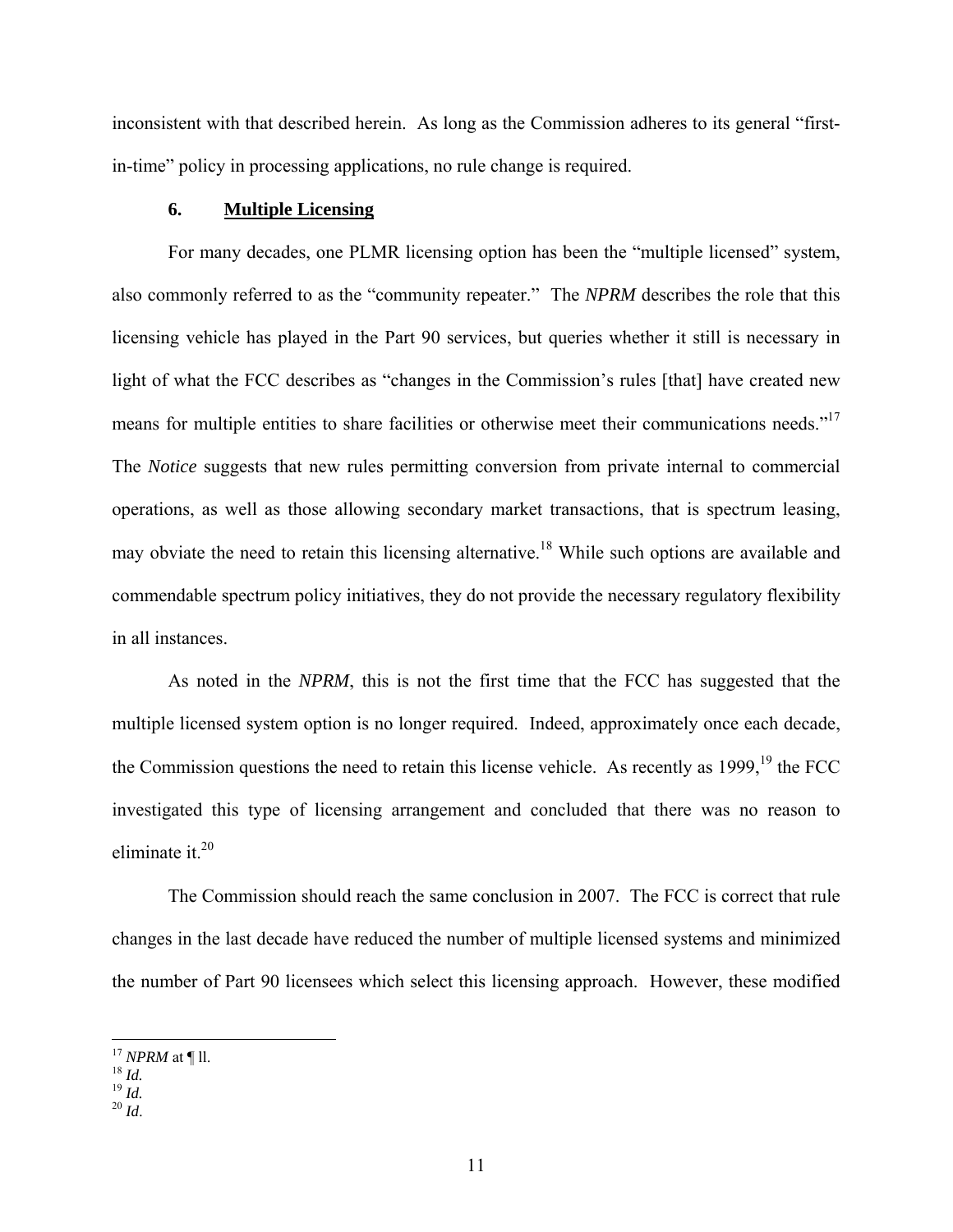inconsistent with that described herein. As long as the Commission adheres to its general "first-in-time" policy in processing applications, no rule change is required.

### 6. Multiple Licensing

For many decades, one PLMR licensing option has been the "multiple licensed" system, also commonly referred to as the "community repeater." The *NPRM* describes the role that this licensing vehicle has played in the Part 90 services, but queries whether it still is necessary in light of what the FCC describes as "changes in the Commission's rules [that] have created new means for multiple entities to share facilities or otherwise meet their communications needs."[17] The *Notice* suggests that new rules permitting conversion from private internal to commercial operations, as well as those allowing secondary market transactions, that is spectrum leasing, may obviate the need to retain this licensing alternative.[18] While such options are available and commendable spectrum policy initiatives, they do not provide the necessary regulatory flexibility in all instances.

As noted in the *NPRM*, this is not the first time that the FCC has suggested that the multiple licensed system option is no longer required. Indeed, approximately once each decade, the Commission questions the need to retain this license vehicle. As recently as 1999,[19] the FCC investigated this type of licensing arrangement and concluded that there was no reason to eliminate it.[20]

The Commission should reach the same conclusion in 2007. The FCC is correct that rule changes in the last decade have reduced the number of multiple licensed systems and minimized the number of Part 90 licensees which select this licensing approach. However, these modified

---

[17] *NPRM* at ¶ ll.
[18] *Id.*
[19] *Id.*
[20] *Id*.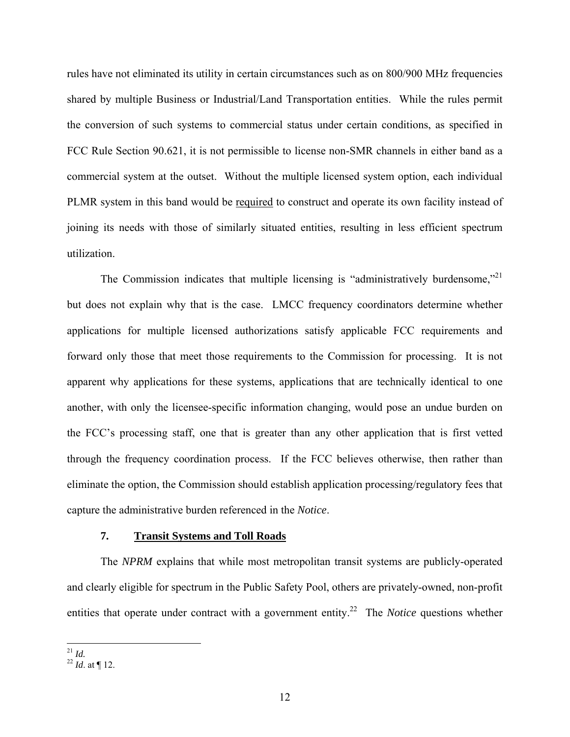rules have not eliminated its utility in certain circumstances such as on 800/900 MHz frequencies shared by multiple Business or Industrial/Land Transportation entities. While the rules permit the conversion of such systems to commercial status under certain conditions, as specified in FCC Rule Section 90.621, it is not permissible to license non-SMR channels in either band as a commercial system at the outset. Without the multiple licensed system option, each individual PLMR system in this band would be required to construct and operate its own facility instead of joining its needs with those of similarly situated entities, resulting in less efficient spectrum utilization.

The Commission indicates that multiple licensing is "administratively burdensome,"[21] but does not explain why that is the case. LMCC frequency coordinators determine whether applications for multiple licensed authorizations satisfy applicable FCC requirements and forward only those that meet those requirements to the Commission for processing. It is not apparent why applications for these systems, applications that are technically identical to one another, with only the licensee-specific information changing, would pose an undue burden on the FCC's processing staff, one that is greater than any other application that is first vetted through the frequency coordination process. If the FCC believes otherwise, then rather than eliminate the option, the Commission should establish application processing/regulatory fees that capture the administrative burden referenced in the *Notice*.

### 7. Transit Systems and Toll Roads

The *NPRM* explains that while most metropolitan transit systems are publicly-operated and clearly eligible for spectrum in the Public Safety Pool, others are privately-owned, non-profit entities that operate under contract with a government entity.[22] The *Notice* questions whether

---

[21] *Id.*

[22] *Id*. at ¶ 12.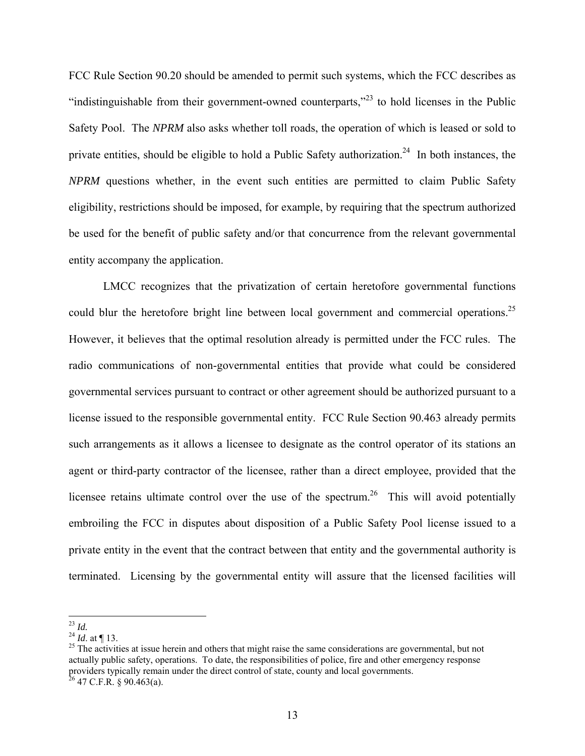FCC Rule Section 90.20 should be amended to permit such systems, which the FCC describes as "indistinguishable from their government-owned counterparts,"[23] to hold licenses in the Public Safety Pool. The *NPRM* also asks whether toll roads, the operation of which is leased or sold to private entities, should be eligible to hold a Public Safety authorization.[24] In both instances, the *NPRM* questions whether, in the event such entities are permitted to claim Public Safety eligibility, restrictions should be imposed, for example, by requiring that the spectrum authorized be used for the benefit of public safety and/or that concurrence from the relevant governmental entity accompany the application.

LMCC recognizes that the privatization of certain heretofore governmental functions could blur the heretofore bright line between local government and commercial operations.[25] However, it believes that the optimal resolution already is permitted under the FCC rules. The radio communications of non-governmental entities that provide what could be considered governmental services pursuant to contract or other agreement should be authorized pursuant to a license issued to the responsible governmental entity. FCC Rule Section 90.463 already permits such arrangements as it allows a licensee to designate as the control operator of its stations an agent or third-party contractor of the licensee, rather than a direct employee, provided that the licensee retains ultimate control over the use of the spectrum.[26] This will avoid potentially embroiling the FCC in disputes about disposition of a Public Safety Pool license issued to a private entity in the event that the contract between that entity and the governmental authority is terminated. Licensing by the governmental entity will assure that the licensed facilities will

---

[23] *Id.*

[24] *Id*. at ¶ 13.

[25] The activities at issue herein and others that might raise the same considerations are governmental, but not actually public safety, operations. To date, the responsibilities of police, fire and other emergency response providers typically remain under the direct control of state, county and local governments.

[26] 47 C.F.R. § 90.463(a).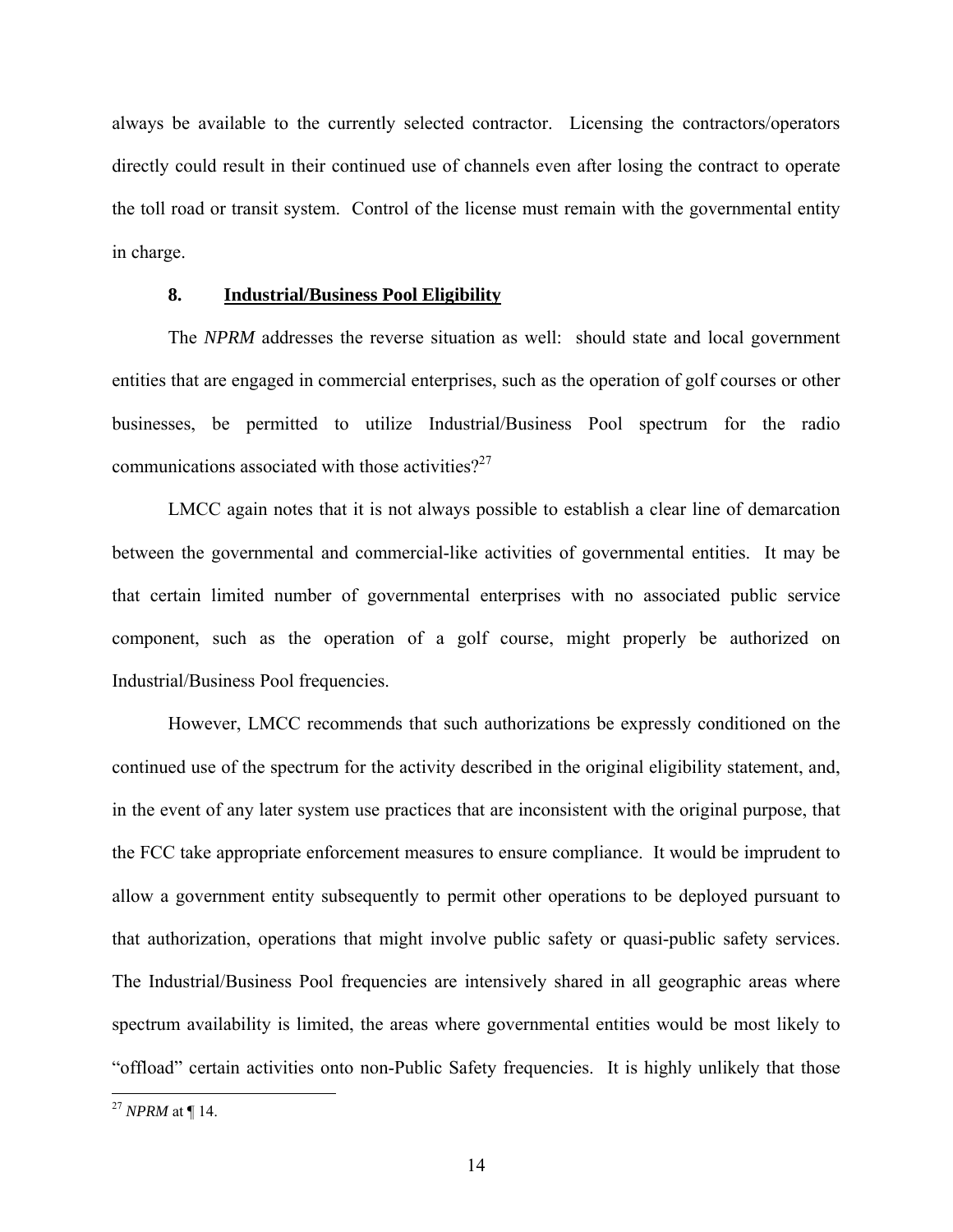always be available to the currently selected contractor. Licensing the contractors/operators directly could result in their continued use of channels even after losing the contract to operate the toll road or transit system. Control of the license must remain with the governmental entity in charge.

### 8. Industrial/Business Pool Eligibility

The *NPRM* addresses the reverse situation as well: should state and local government entities that are engaged in commercial enterprises, such as the operation of golf courses or other businesses, be permitted to utilize Industrial/Business Pool spectrum for the radio communications associated with those activities?[27]

LMCC again notes that it is not always possible to establish a clear line of demarcation between the governmental and commercial-like activities of governmental entities. It may be that certain limited number of governmental enterprises with no associated public service component, such as the operation of a golf course, might properly be authorized on Industrial/Business Pool frequencies.

However, LMCC recommends that such authorizations be expressly conditioned on the continued use of the spectrum for the activity described in the original eligibility statement, and, in the event of any later system use practices that are inconsistent with the original purpose, that the FCC take appropriate enforcement measures to ensure compliance. It would be imprudent to allow a government entity subsequently to permit other operations to be deployed pursuant to that authorization, operations that might involve public safety or quasi-public safety services. The Industrial/Business Pool frequencies are intensively shared in all geographic areas where spectrum availability is limited, the areas where governmental entities would be most likely to "offload" certain activities onto non-Public Safety frequencies. It is highly unlikely that those

[27] *NPRM* at ¶ 14.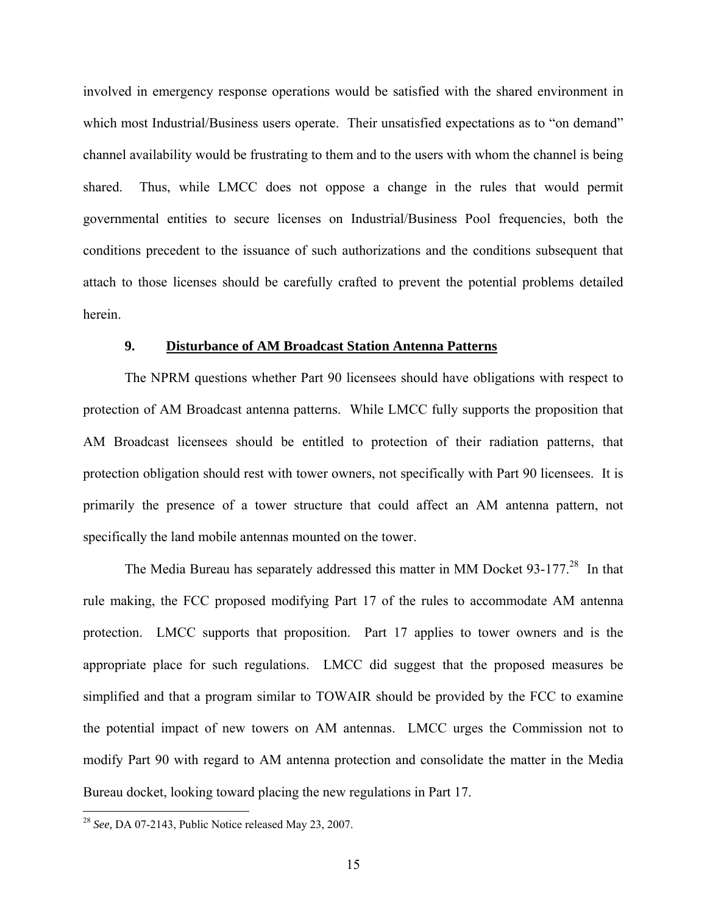involved in emergency response operations would be satisfied with the shared environment in which most Industrial/Business users operate. Their unsatisfied expectations as to "on demand" channel availability would be frustrating to them and to the users with whom the channel is being shared. Thus, while LMCC does not oppose a change in the rules that would permit governmental entities to secure licenses on Industrial/Business Pool frequencies, both the conditions precedent to the issuance of such authorizations and the conditions subsequent that attach to those licenses should be carefully crafted to prevent the potential problems detailed herein.

### 9. Disturbance of AM Broadcast Station Antenna Patterns

The NPRM questions whether Part 90 licensees should have obligations with respect to protection of AM Broadcast antenna patterns. While LMCC fully supports the proposition that AM Broadcast licensees should be entitled to protection of their radiation patterns, that protection obligation should rest with tower owners, not specifically with Part 90 licensees. It is primarily the presence of a tower structure that could affect an AM antenna pattern, not specifically the land mobile antennas mounted on the tower.

The Media Bureau has separately addressed this matter in MM Docket 93-177.[28] In that rule making, the FCC proposed modifying Part 17 of the rules to accommodate AM antenna protection. LMCC supports that proposition. Part 17 applies to tower owners and is the appropriate place for such regulations. LMCC did suggest that the proposed measures be simplified and that a program similar to TOWAIR should be provided by the FCC to examine the potential impact of new towers on AM antennas. LMCC urges the Commission not to modify Part 90 with regard to AM antenna protection and consolidate the matter in the Media Bureau docket, looking toward placing the new regulations in Part 17.

---

[28] *See,* DA 07-2143, Public Notice released May 23, 2007.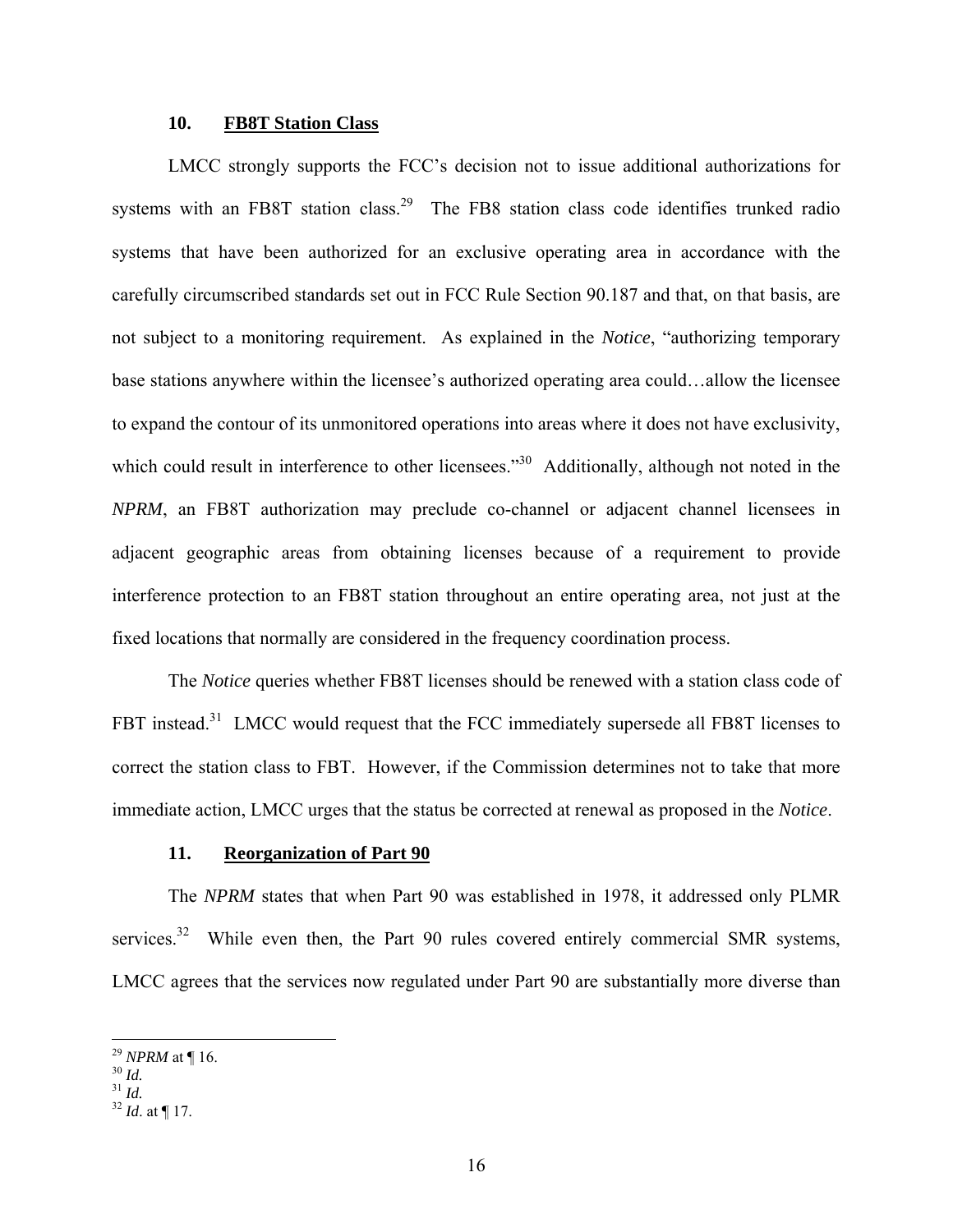### 10. **FB8T Station Class**

LMCC strongly supports the FCC's decision not to issue additional authorizations for systems with an FB8T station class.[29] The FB8 station class code identifies trunked radio systems that have been authorized for an exclusive operating area in accordance with the carefully circumscribed standards set out in FCC Rule Section 90.187 and that, on that basis, are not subject to a monitoring requirement. As explained in the *Notice*, "authorizing temporary base stations anywhere within the licensee's authorized operating area could…allow the licensee to expand the contour of its unmonitored operations into areas where it does not have exclusivity, which could result in interference to other licensees."[30] Additionally, although not noted in the *NPRM*, an FB8T authorization may preclude co-channel or adjacent channel licensees in adjacent geographic areas from obtaining licenses because of a requirement to provide interference protection to an FB8T station throughout an entire operating area, not just at the fixed locations that normally are considered in the frequency coordination process.

The *Notice* queries whether FB8T licenses should be renewed with a station class code of FBT instead.[31] LMCC would request that the FCC immediately supersede all FB8T licenses to correct the station class to FBT. However, if the Commission determines not to take that more immediate action, LMCC urges that the status be corrected at renewal as proposed in the *Notice*.

### 11. **Reorganization of Part 90**

The *NPRM* states that when Part 90 was established in 1978, it addressed only PLMR services.[32] While even then, the Part 90 rules covered entirely commercial SMR systems, LMCC agrees that the services now regulated under Part 90 are substantially more diverse than

---

[29] *NPRM* at ¶ 16.
[30] *Id.*
[31] *Id.*
[32] *Id*. at ¶ 17.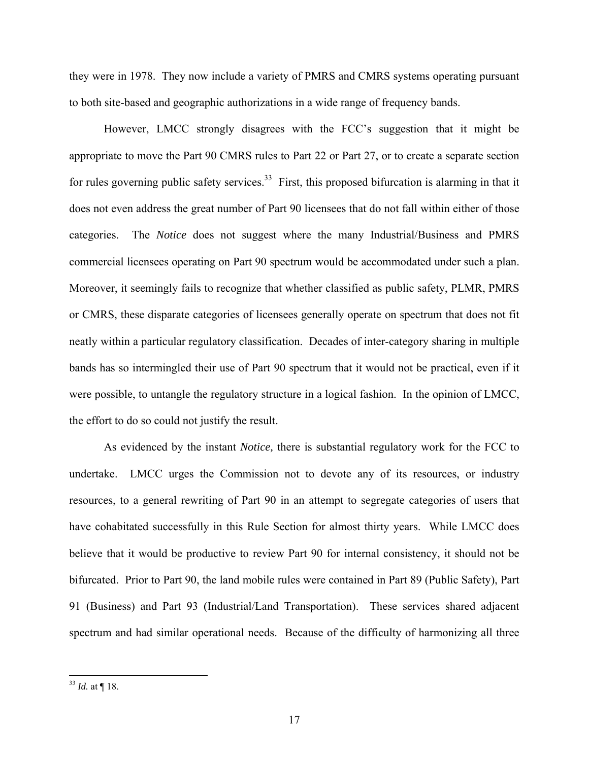they were in 1978. They now include a variety of PMRS and CMRS systems operating pursuant to both site-based and geographic authorizations in a wide range of frequency bands.

However, LMCC strongly disagrees with the FCC's suggestion that it might be appropriate to move the Part 90 CMRS rules to Part 22 or Part 27, or to create a separate section for rules governing public safety services.[33] First, this proposed bifurcation is alarming in that it does not even address the great number of Part 90 licensees that do not fall within either of those categories. The *Notice* does not suggest where the many Industrial/Business and PMRS commercial licensees operating on Part 90 spectrum would be accommodated under such a plan. Moreover, it seemingly fails to recognize that whether classified as public safety, PLMR, PMRS or CMRS, these disparate categories of licensees generally operate on spectrum that does not fit neatly within a particular regulatory classification. Decades of inter-category sharing in multiple bands has so intermingled their use of Part 90 spectrum that it would not be practical, even if it were possible, to untangle the regulatory structure in a logical fashion. In the opinion of LMCC, the effort to do so could not justify the result.

As evidenced by the instant *Notice,* there is substantial regulatory work for the FCC to undertake. LMCC urges the Commission not to devote any of its resources, or industry resources, to a general rewriting of Part 90 in an attempt to segregate categories of users that have cohabitated successfully in this Rule Section for almost thirty years. While LMCC does believe that it would be productive to review Part 90 for internal consistency, it should not be bifurcated. Prior to Part 90, the land mobile rules were contained in Part 89 (Public Safety), Part 91 (Business) and Part 93 (Industrial/Land Transportation). These services shared adjacent spectrum and had similar operational needs. Because of the difficulty of harmonizing all three

---

[33] *Id.* at ¶ 18.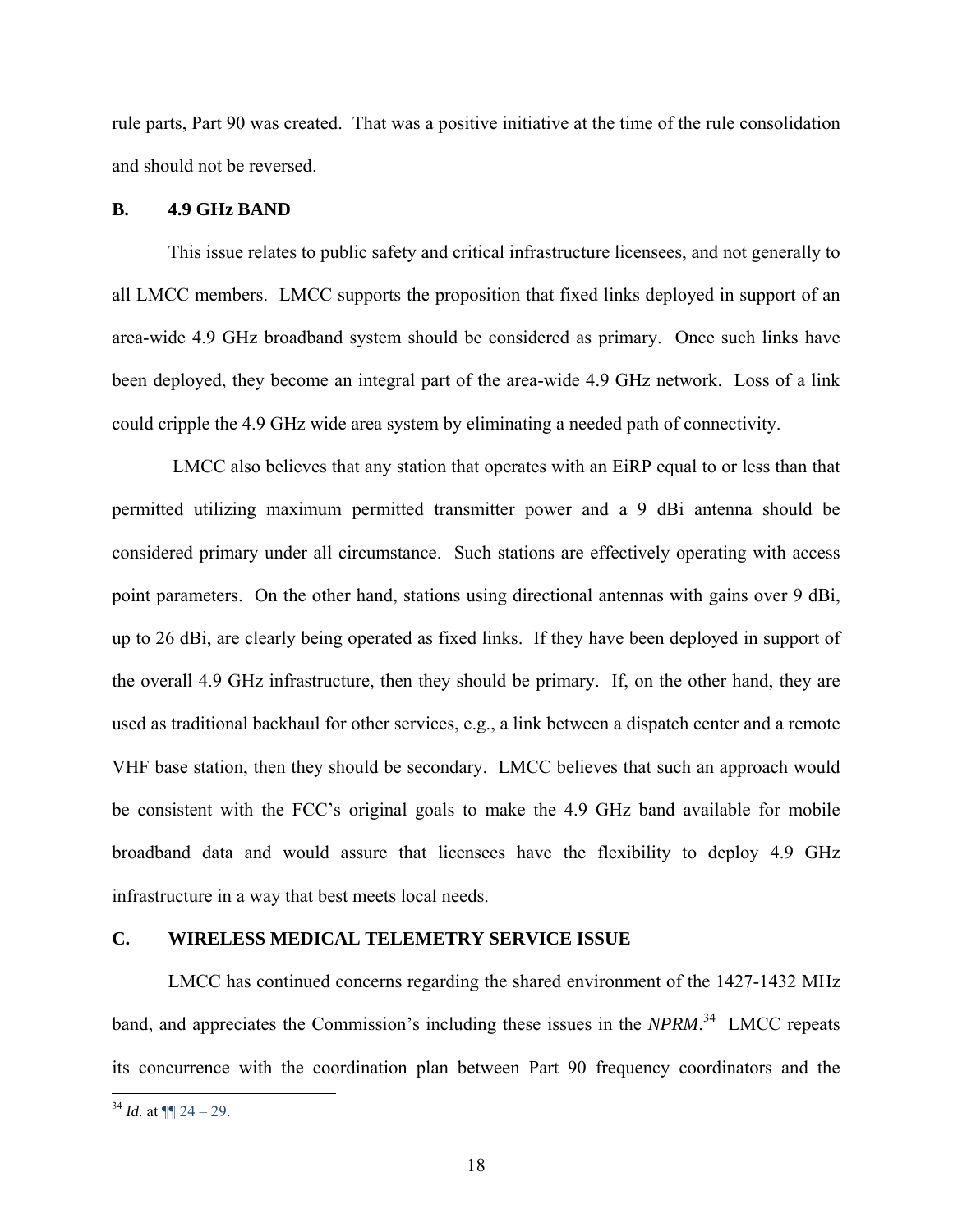rule parts, Part 90 was created. That was a positive initiative at the time of the rule consolidation and should not be reversed.

## B. 4.9 GHz BAND

This issue relates to public safety and critical infrastructure licensees, and not generally to all LMCC members. LMCC supports the proposition that fixed links deployed in support of an area-wide 4.9 GHz broadband system should be considered as primary. Once such links have been deployed, they become an integral part of the area-wide 4.9 GHz network. Loss of a link could cripple the 4.9 GHz wide area system by eliminating a needed path of connectivity.

LMCC also believes that any station that operates with an EiRP equal to or less than that permitted utilizing maximum permitted transmitter power and a 9 dBi antenna should be considered primary under all circumstance. Such stations are effectively operating with access point parameters. On the other hand, stations using directional antennas with gains over 9 dBi, up to 26 dBi, are clearly being operated as fixed links. If they have been deployed in support of the overall 4.9 GHz infrastructure, then they should be primary. If, on the other hand, they are used as traditional backhaul for other services, e.g., a link between a dispatch center and a remote VHF base station, then they should be secondary. LMCC believes that such an approach would be consistent with the FCC's original goals to make the 4.9 GHz band available for mobile broadband data and would assure that licensees have the flexibility to deploy 4.9 GHz infrastructure in a way that best meets local needs.

## C. WIRELESS MEDICAL TELEMETRY SERVICE ISSUE

LMCC has continued concerns regarding the shared environment of the 1427-1432 MHz band, and appreciates the Commission's including these issues in the *NPRM*.[34] LMCC repeats its concurrence with the coordination plan between Part 90 frequency coordinators and the

[34] *Id.* at ¶¶ 24 – 29.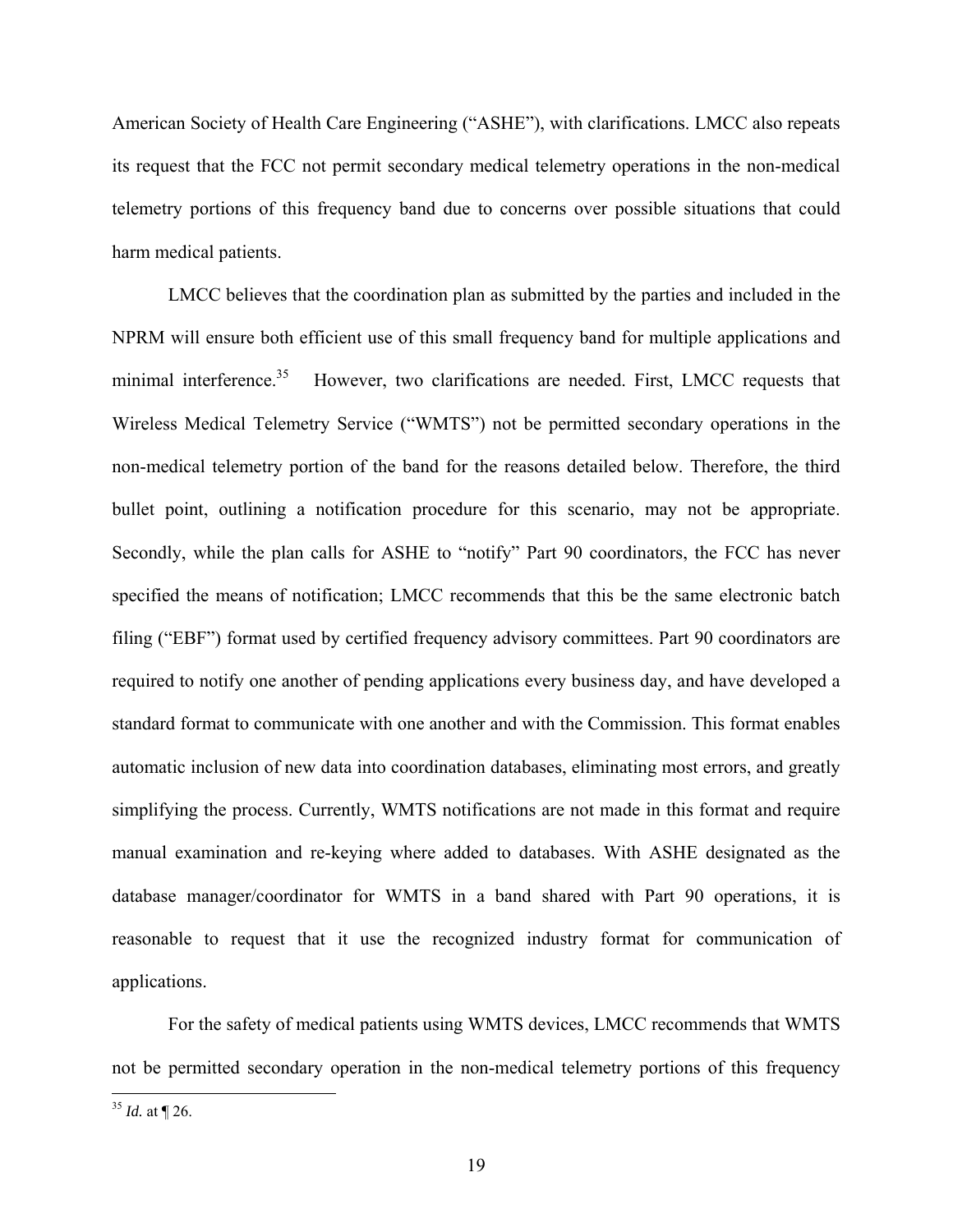American Society of Health Care Engineering ("ASHE"), with clarifications. LMCC also repeats its request that the FCC not permit secondary medical telemetry operations in the non-medical telemetry portions of this frequency band due to concerns over possible situations that could harm medical patients.

LMCC believes that the coordination plan as submitted by the parties and included in the NPRM will ensure both efficient use of this small frequency band for multiple applications and minimal interference.[35] However, two clarifications are needed. First, LMCC requests that Wireless Medical Telemetry Service ("WMTS") not be permitted secondary operations in the non-medical telemetry portion of the band for the reasons detailed below. Therefore, the third bullet point, outlining a notification procedure for this scenario, may not be appropriate. Secondly, while the plan calls for ASHE to "notify" Part 90 coordinators, the FCC has never specified the means of notification; LMCC recommends that this be the same electronic batch filing ("EBF") format used by certified frequency advisory committees. Part 90 coordinators are required to notify one another of pending applications every business day, and have developed a standard format to communicate with one another and with the Commission. This format enables automatic inclusion of new data into coordination databases, eliminating most errors, and greatly simplifying the process. Currently, WMTS notifications are not made in this format and require manual examination and re-keying where added to databases. With ASHE designated as the database manager/coordinator for WMTS in a band shared with Part 90 operations, it is reasonable to request that it use the recognized industry format for communication of applications.

For the safety of medical patients using WMTS devices, LMCC recommends that WMTS not be permitted secondary operation in the non-medical telemetry portions of this frequency

---

[35] *Id.* at ¶ 26.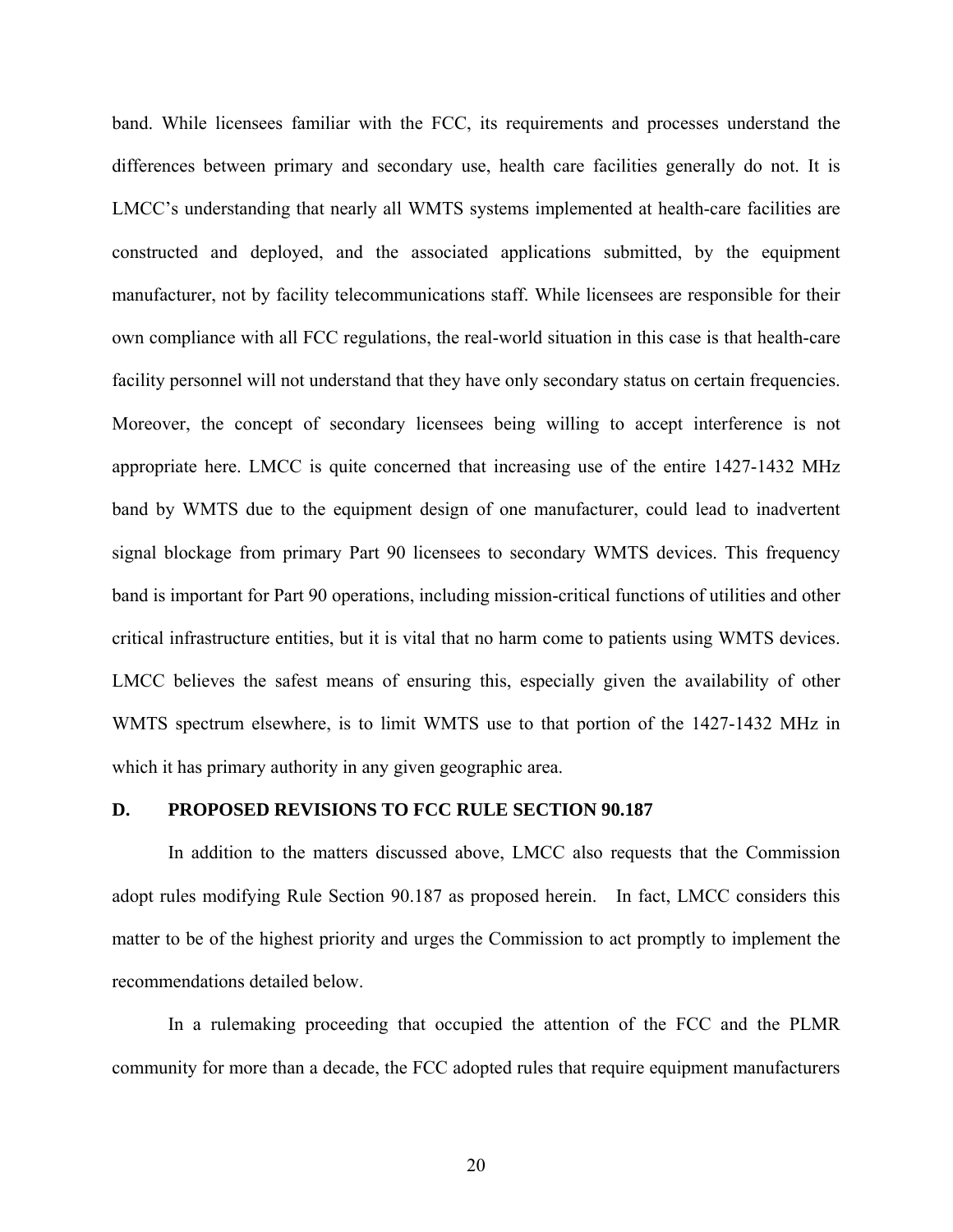band. While licensees familiar with the FCC, its requirements and processes understand the differences between primary and secondary use, health care facilities generally do not. It is LMCC's understanding that nearly all WMTS systems implemented at health-care facilities are constructed and deployed, and the associated applications submitted, by the equipment manufacturer, not by facility telecommunications staff. While licensees are responsible for their own compliance with all FCC regulations, the real-world situation in this case is that health-care facility personnel will not understand that they have only secondary status on certain frequencies. Moreover, the concept of secondary licensees being willing to accept interference is not appropriate here. LMCC is quite concerned that increasing use of the entire 1427-1432 MHz band by WMTS due to the equipment design of one manufacturer, could lead to inadvertent signal blockage from primary Part 90 licensees to secondary WMTS devices. This frequency band is important for Part 90 operations, including mission-critical functions of utilities and other critical infrastructure entities, but it is vital that no harm come to patients using WMTS devices. LMCC believes the safest means of ensuring this, especially given the availability of other WMTS spectrum elsewhere, is to limit WMTS use to that portion of the 1427-1432 MHz in which it has primary authority in any given geographic area.

### D. PROPOSED REVISIONS TO FCC RULE SECTION 90.187

In addition to the matters discussed above, LMCC also requests that the Commission adopt rules modifying Rule Section 90.187 as proposed herein. In fact, LMCC considers this matter to be of the highest priority and urges the Commission to act promptly to implement the recommendations detailed below.

In a rulemaking proceeding that occupied the attention of the FCC and the PLMR community for more than a decade, the FCC adopted rules that require equipment manufacturers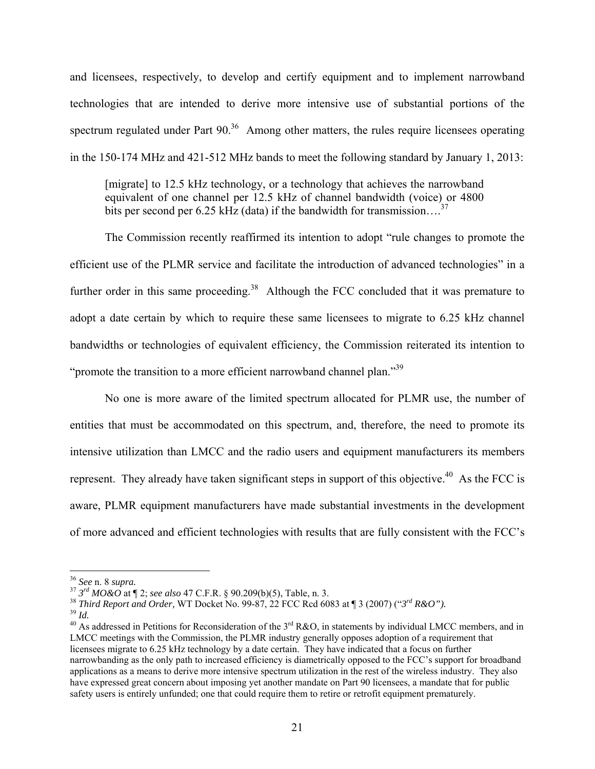and licensees, respectively, to develop and certify equipment and to implement narrowband technologies that are intended to derive more intensive use of substantial portions of the spectrum regulated under Part 90.[36] Among other matters, the rules require licensees operating in the 150-174 MHz and 421-512 MHz bands to meet the following standard by January 1, 2013:

> [migrate] to 12.5 kHz technology, or a technology that achieves the narrowband equivalent of one channel per 12.5 kHz of channel bandwidth (voice) or 4800 bits per second per 6.25 kHz (data) if the bandwidth for transmission….[37]

The Commission recently reaffirmed its intention to adopt "rule changes to promote the efficient use of the PLMR service and facilitate the introduction of advanced technologies" in a further order in this same proceeding.[38] Although the FCC concluded that it was premature to adopt a date certain by which to require these same licensees to migrate to 6.25 kHz channel bandwidths or technologies of equivalent efficiency, the Commission reiterated its intention to "promote the transition to a more efficient narrowband channel plan."[39]

No one is more aware of the limited spectrum allocated for PLMR use, the number of entities that must be accommodated on this spectrum, and, therefore, the need to promote its intensive utilization than LMCC and the radio users and equipment manufacturers its members represent. They already have taken significant steps in support of this objective.[40] As the FCC is aware, PLMR equipment manufacturers have made substantial investments in the development of more advanced and efficient technologies with results that are fully consistent with the FCC's

---

[36] *See* n. 8 *supra.*

[37] *3rd MO&O* at ¶ 2; *see also* 47 C.F.R. § 90.209(b)(5), Table, n. 3.

[38] *Third Report and Order,* WT Docket No. 99-87, 22 FCC Rcd 6083 at ¶ 3 (2007) ("*3rd R&O").*

[39] *Id.*

[40] As addressed in Petitions for Reconsideration of the 3rd R&O, in statements by individual LMCC members, and in LMCC meetings with the Commission, the PLMR industry generally opposes adoption of a requirement that licensees migrate to 6.25 kHz technology by a date certain. They have indicated that a focus on further narrowbanding as the only path to increased efficiency is diametrically opposed to the FCC's support for broadband applications as a means to derive more intensive spectrum utilization in the rest of the wireless industry. They also have expressed great concern about imposing yet another mandate on Part 90 licensees, a mandate that for public safety users is entirely unfunded; one that could require them to retire or retrofit equipment prematurely.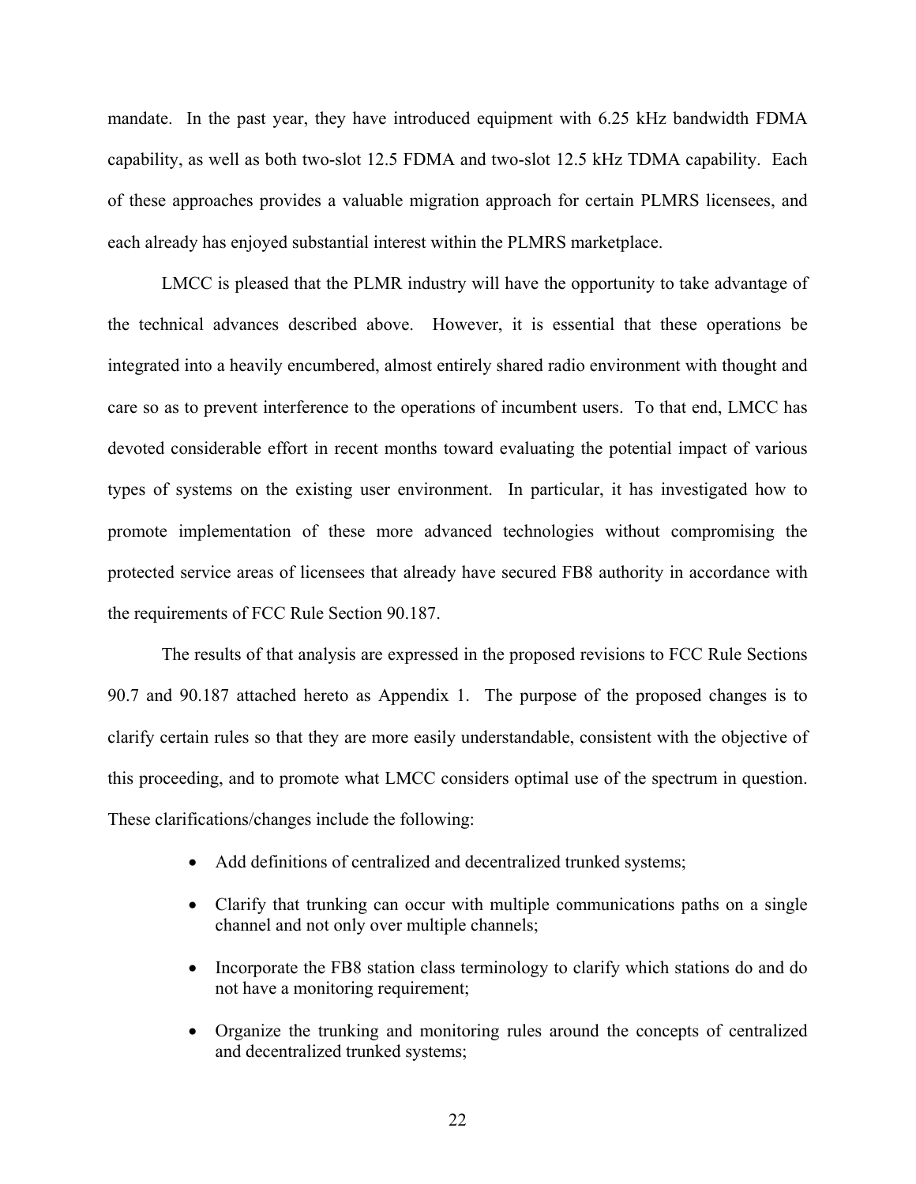mandate. In the past year, they have introduced equipment with 6.25 kHz bandwidth FDMA capability, as well as both two-slot 12.5 FDMA and two-slot 12.5 kHz TDMA capability. Each of these approaches provides a valuable migration approach for certain PLMRS licensees, and each already has enjoyed substantial interest within the PLMRS marketplace.

LMCC is pleased that the PLMR industry will have the opportunity to take advantage of the technical advances described above. However, it is essential that these operations be integrated into a heavily encumbered, almost entirely shared radio environment with thought and care so as to prevent interference to the operations of incumbent users. To that end, LMCC has devoted considerable effort in recent months toward evaluating the potential impact of various types of systems on the existing user environment. In particular, it has investigated how to promote implementation of these more advanced technologies without compromising the protected service areas of licensees that already have secured FB8 authority in accordance with the requirements of FCC Rule Section 90.187.

The results of that analysis are expressed in the proposed revisions to FCC Rule Sections 90.7 and 90.187 attached hereto as Appendix 1. The purpose of the proposed changes is to clarify certain rules so that they are more easily understandable, consistent with the objective of this proceeding, and to promote what LMCC considers optimal use of the spectrum in question. These clarifications/changes include the following:

- Add definitions of centralized and decentralized trunked systems;
- Clarify that trunking can occur with multiple communications paths on a single channel and not only over multiple channels;
- Incorporate the FB8 station class terminology to clarify which stations do and do not have a monitoring requirement;
- Organize the trunking and monitoring rules around the concepts of centralized and decentralized trunked systems;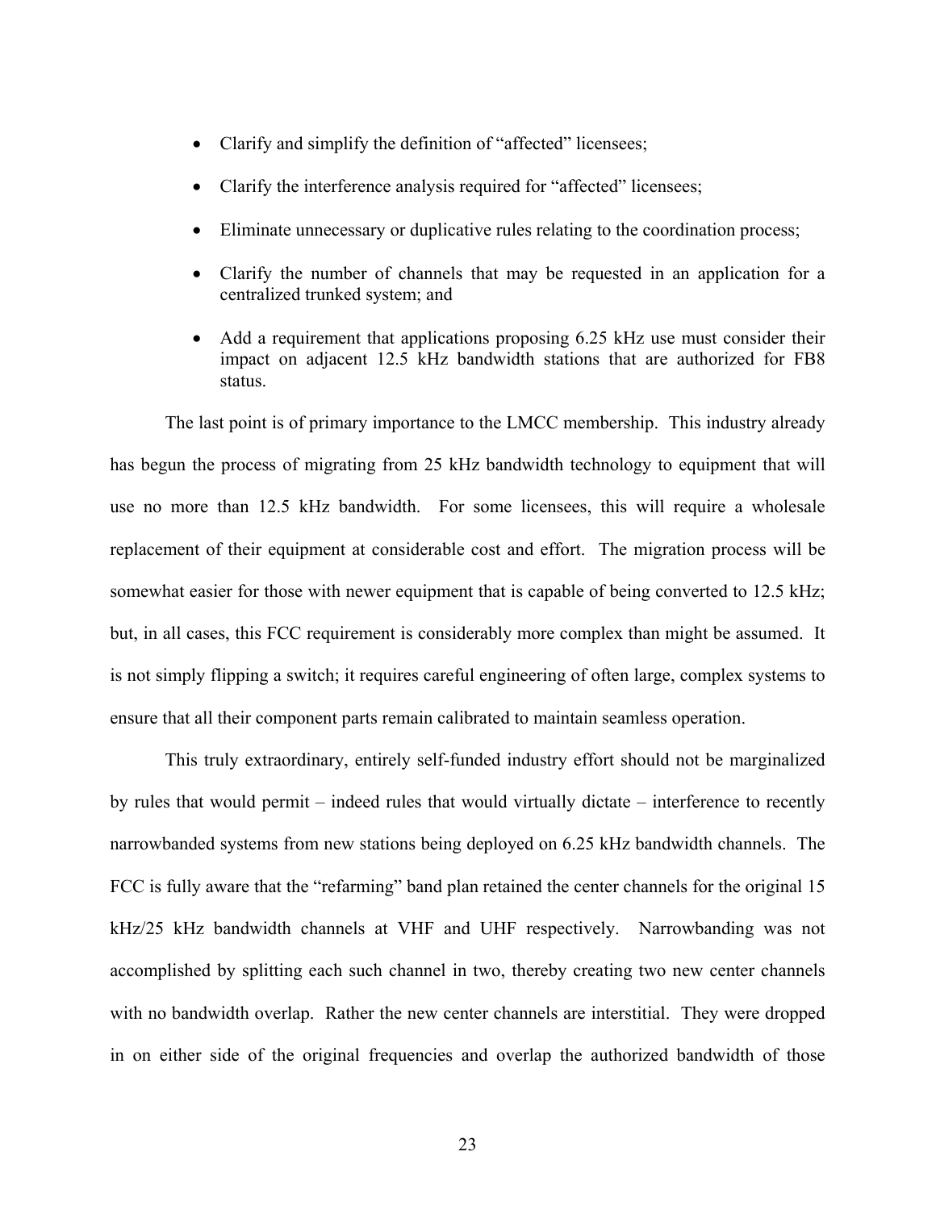- Clarify and simplify the definition of "affected" licensees;
- Clarify the interference analysis required for "affected" licensees;
- Eliminate unnecessary or duplicative rules relating to the coordination process;
- Clarify the number of channels that may be requested in an application for a centralized trunked system; and
- Add a requirement that applications proposing 6.25 kHz use must consider their impact on adjacent 12.5 kHz bandwidth stations that are authorized for FB8 status.

The last point is of primary importance to the LMCC membership. This industry already has begun the process of migrating from 25 kHz bandwidth technology to equipment that will use no more than 12.5 kHz bandwidth. For some licensees, this will require a wholesale replacement of their equipment at considerable cost and effort. The migration process will be somewhat easier for those with newer equipment that is capable of being converted to 12.5 kHz; but, in all cases, this FCC requirement is considerably more complex than might be assumed. It is not simply flipping a switch; it requires careful engineering of often large, complex systems to ensure that all their component parts remain calibrated to maintain seamless operation.

This truly extraordinary, entirely self-funded industry effort should not be marginalized by rules that would permit – indeed rules that would virtually dictate – interference to recently narrowbanded systems from new stations being deployed on 6.25 kHz bandwidth channels. The FCC is fully aware that the "refarming" band plan retained the center channels for the original 15 kHz/25 kHz bandwidth channels at VHF and UHF respectively. Narrowbanding was not accomplished by splitting each such channel in two, thereby creating two new center channels with no bandwidth overlap. Rather the new center channels are interstitial. They were dropped in on either side of the original frequencies and overlap the authorized bandwidth of those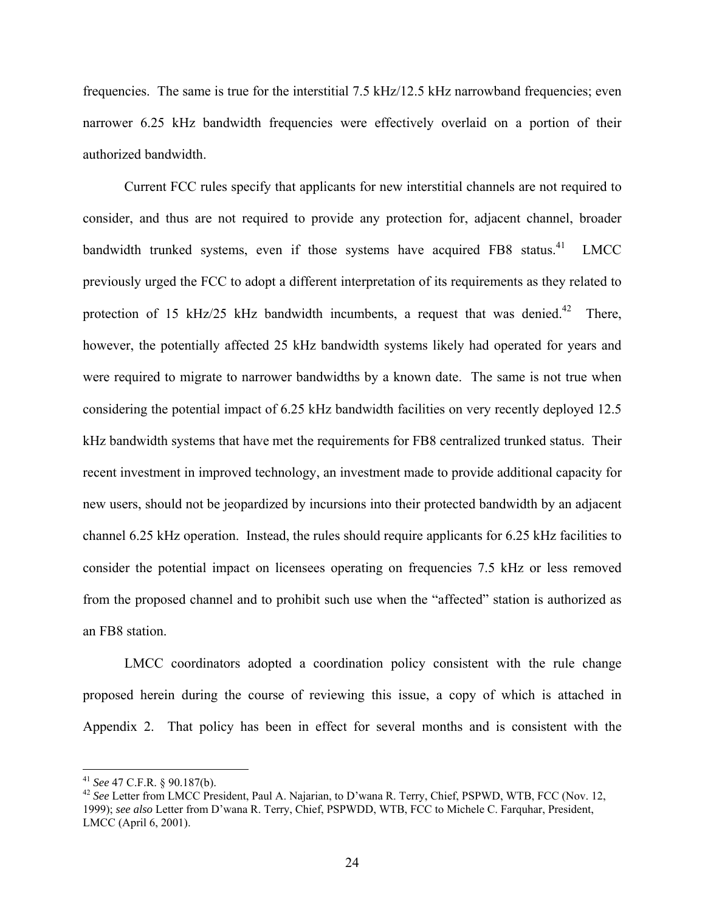frequencies. The same is true for the interstitial 7.5 kHz/12.5 kHz narrowband frequencies; even narrower 6.25 kHz bandwidth frequencies were effectively overlaid on a portion of their authorized bandwidth.

Current FCC rules specify that applicants for new interstitial channels are not required to consider, and thus are not required to provide any protection for, adjacent channel, broader bandwidth trunked systems, even if those systems have acquired FB8 status.[41] LMCC previously urged the FCC to adopt a different interpretation of its requirements as they related to protection of 15 kHz/25 kHz bandwidth incumbents, a request that was denied.[42] There, however, the potentially affected 25 kHz bandwidth systems likely had operated for years and were required to migrate to narrower bandwidths by a known date. The same is not true when considering the potential impact of 6.25 kHz bandwidth facilities on very recently deployed 12.5 kHz bandwidth systems that have met the requirements for FB8 centralized trunked status. Their recent investment in improved technology, an investment made to provide additional capacity for new users, should not be jeopardized by incursions into their protected bandwidth by an adjacent channel 6.25 kHz operation. Instead, the rules should require applicants for 6.25 kHz facilities to consider the potential impact on licensees operating on frequencies 7.5 kHz or less removed from the proposed channel and to prohibit such use when the "affected" station is authorized as an FB8 station.

LMCC coordinators adopted a coordination policy consistent with the rule change proposed herein during the course of reviewing this issue, a copy of which is attached in Appendix 2. That policy has been in effect for several months and is consistent with the

---

[41] *See* 47 C.F.R. § 90.187(b).

[42] *See* Letter from LMCC President, Paul A. Najarian, to D'wana R. Terry, Chief, PSPWD, WTB, FCC (Nov. 12, 1999); *see also* Letter from D'wana R. Terry, Chief, PSPWDD, WTB, FCC to Michele C. Farquhar, President, LMCC (April 6, 2001).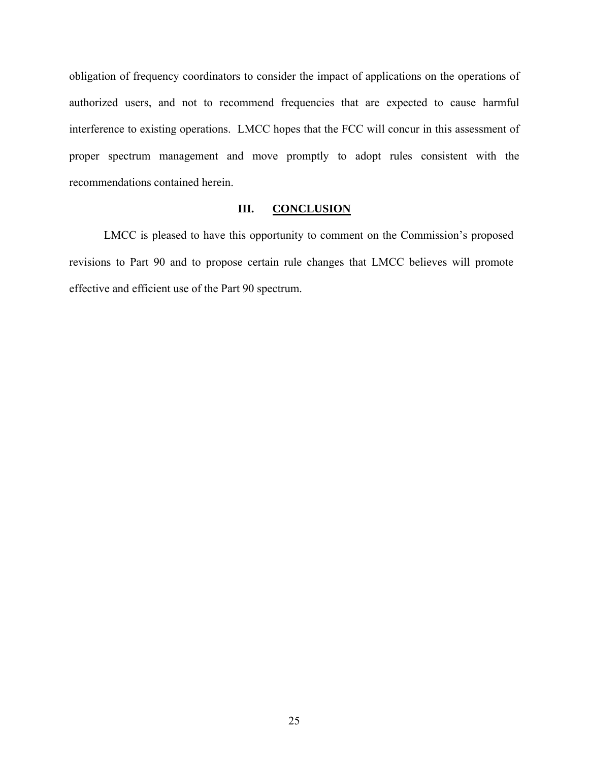obligation of frequency coordinators to consider the impact of applications on the operations of authorized users, and not to recommend frequencies that are expected to cause harmful interference to existing operations. LMCC hopes that the FCC will concur in this assessment of proper spectrum management and move promptly to adopt rules consistent with the recommendations contained herein.

## III. CONCLUSION

LMCC is pleased to have this opportunity to comment on the Commission's proposed revisions to Part 90 and to propose certain rule changes that LMCC believes will promote effective and efficient use of the Part 90 spectrum.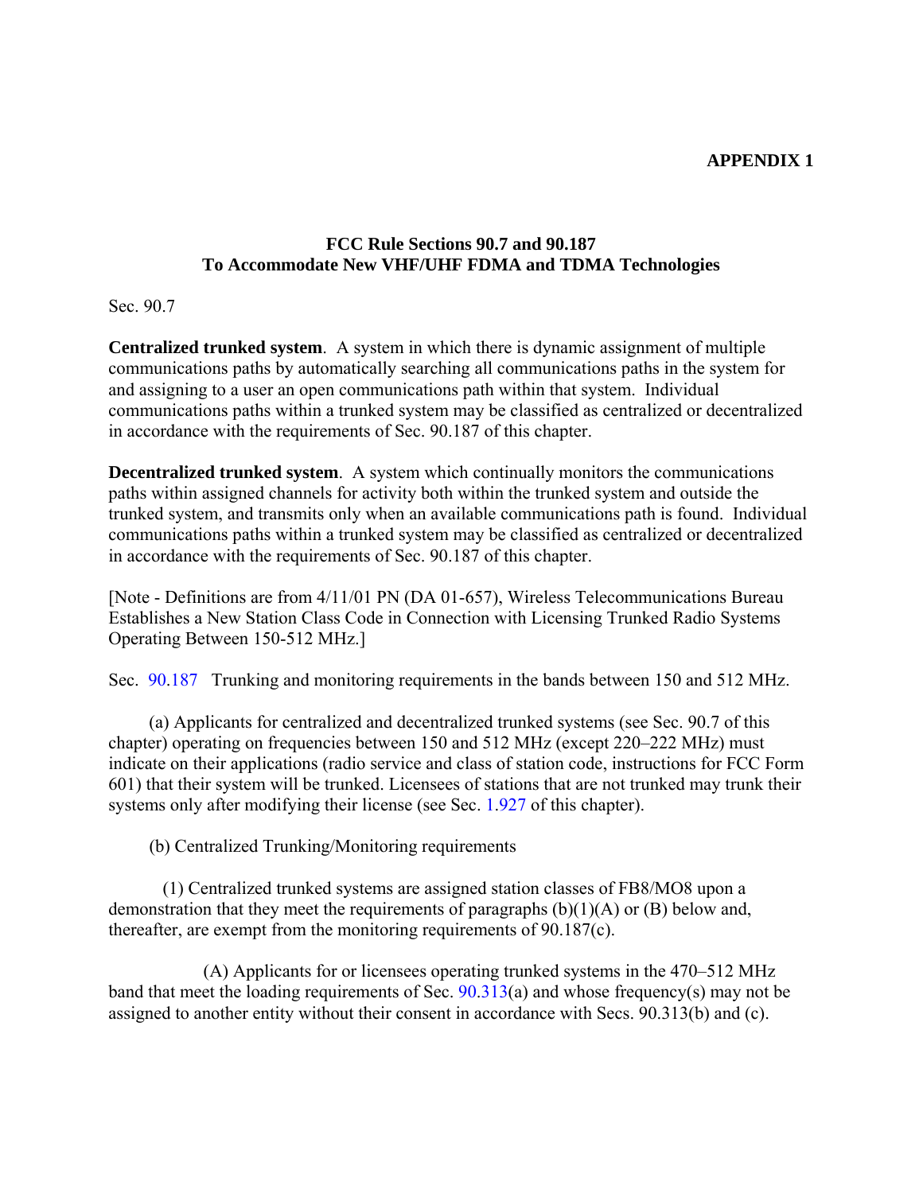**APPENDIX 1**

## FCC Rule Sections 90.7 and 90.187 To Accommodate New VHF/UHF FDMA and TDMA Technologies

Sec. 90.7

**Centralized trunked system**. A system in which there is dynamic assignment of multiple communications paths by automatically searching all communications paths in the system for and assigning to a user an open communications path within that system. Individual communications paths within a trunked system may be classified as centralized or decentralized in accordance with the requirements of Sec. 90.187 of this chapter.

**Decentralized trunked system**. A system which continually monitors the communications paths within assigned channels for activity both within the trunked system and outside the trunked system, and transmits only when an available communications path is found. Individual communications paths within a trunked system may be classified as centralized or decentralized in accordance with the requirements of Sec. 90.187 of this chapter.

[Note - Definitions are from 4/11/01 PN (DA 01-657), Wireless Telecommunications Bureau Establishes a New Station Class Code in Connection with Licensing Trunked Radio Systems Operating Between 150-512 MHz.]

Sec. 90.187 Trunking and monitoring requirements in the bands between 150 and 512 MHz.

(a) Applicants for centralized and decentralized trunked systems (see Sec. 90.7 of this chapter) operating on frequencies between 150 and 512 MHz (except 220–222 MHz) must indicate on their applications (radio service and class of station code, instructions for FCC Form 601) that their system will be trunked. Licensees of stations that are not trunked may trunk their systems only after modifying their license (see Sec. 1.927 of this chapter).

(b) Centralized Trunking/Monitoring requirements

(1) Centralized trunked systems are assigned station classes of FB8/MO8 upon a demonstration that they meet the requirements of paragraphs (b)(1)(A) or (B) below and, thereafter, are exempt from the monitoring requirements of 90.187(c).

(A) Applicants for or licensees operating trunked systems in the 470–512 MHz band that meet the loading requirements of Sec. 90.313(a) and whose frequency(s) may not be assigned to another entity without their consent in accordance with Secs. 90.313(b) and (c).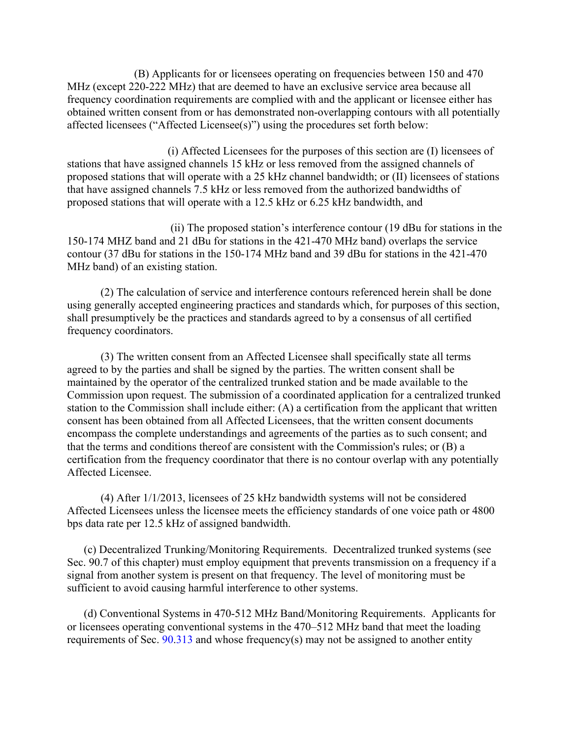(B) Applicants for or licensees operating on frequencies between 150 and 470 MHz (except 220-222 MHz) that are deemed to have an exclusive service area because all frequency coordination requirements are complied with and the applicant or licensee either has obtained written consent from or has demonstrated non-overlapping contours with all potentially affected licensees ("Affected Licensee(s)") using the procedures set forth below:

(i) Affected Licensees for the purposes of this section are (I) licensees of stations that have assigned channels 15 kHz or less removed from the assigned channels of proposed stations that will operate with a 25 kHz channel bandwidth; or (II) licensees of stations that have assigned channels 7.5 kHz or less removed from the authorized bandwidths of proposed stations that will operate with a 12.5 kHz or 6.25 kHz bandwidth, and

(ii) The proposed station's interference contour (19 dBu for stations in the 150-174 MHZ band and 21 dBu for stations in the 421-470 MHz band) overlaps the service contour (37 dBu for stations in the 150-174 MHz band and 39 dBu for stations in the 421-470 MHz band) of an existing station.

(2) The calculation of service and interference contours referenced herein shall be done using generally accepted engineering practices and standards which, for purposes of this section, shall presumptively be the practices and standards agreed to by a consensus of all certified frequency coordinators.

(3) The written consent from an Affected Licensee shall specifically state all terms agreed to by the parties and shall be signed by the parties. The written consent shall be maintained by the operator of the centralized trunked station and be made available to the Commission upon request. The submission of a coordinated application for a centralized trunked station to the Commission shall include either: (A) a certification from the applicant that written consent has been obtained from all Affected Licensees, that the written consent documents encompass the complete understandings and agreements of the parties as to such consent; and that the terms and conditions thereof are consistent with the Commission's rules; or (B) a certification from the frequency coordinator that there is no contour overlap with any potentially Affected Licensee.

(4) After 1/1/2013, licensees of 25 kHz bandwidth systems will not be considered Affected Licensees unless the licensee meets the efficiency standards of one voice path or 4800 bps data rate per 12.5 kHz of assigned bandwidth.

(c) Decentralized Trunking/Monitoring Requirements. Decentralized trunked systems (see Sec. 90.7 of this chapter) must employ equipment that prevents transmission on a frequency if a signal from another system is present on that frequency. The level of monitoring must be sufficient to avoid causing harmful interference to other systems.

(d) Conventional Systems in 470-512 MHz Band/Monitoring Requirements. Applicants for or licensees operating conventional systems in the 470–512 MHz band that meet the loading requirements of Sec. 90.313 and whose frequency(s) may not be assigned to another entity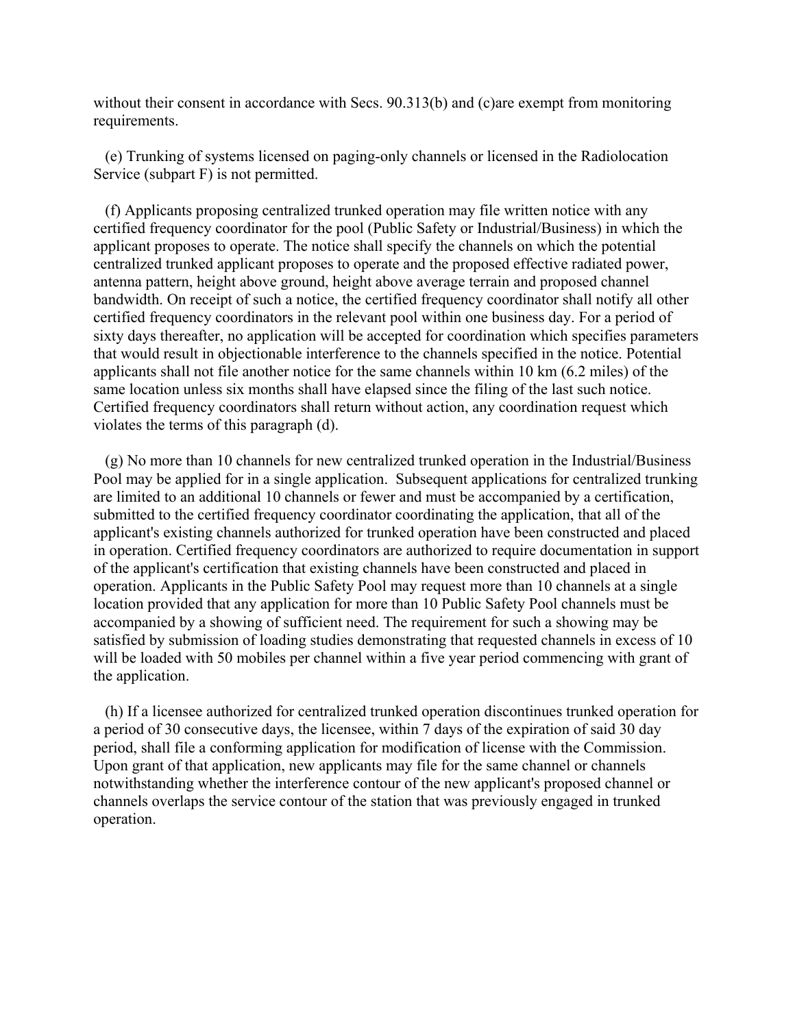without their consent in accordance with Secs. 90.313(b) and (c)are exempt from monitoring requirements.

(e) Trunking of systems licensed on paging-only channels or licensed in the Radiolocation Service (subpart F) is not permitted.

(f) Applicants proposing centralized trunked operation may file written notice with any certified frequency coordinator for the pool (Public Safety or Industrial/Business) in which the applicant proposes to operate. The notice shall specify the channels on which the potential centralized trunked applicant proposes to operate and the proposed effective radiated power, antenna pattern, height above ground, height above average terrain and proposed channel bandwidth. On receipt of such a notice, the certified frequency coordinator shall notify all other certified frequency coordinators in the relevant pool within one business day. For a period of sixty days thereafter, no application will be accepted for coordination which specifies parameters that would result in objectionable interference to the channels specified in the notice. Potential applicants shall not file another notice for the same channels within 10 km (6.2 miles) of the same location unless six months shall have elapsed since the filing of the last such notice. Certified frequency coordinators shall return without action, any coordination request which violates the terms of this paragraph (d).

(g) No more than 10 channels for new centralized trunked operation in the Industrial/Business Pool may be applied for in a single application. Subsequent applications for centralized trunking are limited to an additional 10 channels or fewer and must be accompanied by a certification, submitted to the certified frequency coordinator coordinating the application, that all of the applicant's existing channels authorized for trunked operation have been constructed and placed in operation. Certified frequency coordinators are authorized to require documentation in support of the applicant's certification that existing channels have been constructed and placed in operation. Applicants in the Public Safety Pool may request more than 10 channels at a single location provided that any application for more than 10 Public Safety Pool channels must be accompanied by a showing of sufficient need. The requirement for such a showing may be satisfied by submission of loading studies demonstrating that requested channels in excess of 10 will be loaded with 50 mobiles per channel within a five year period commencing with grant of the application.

(h) If a licensee authorized for centralized trunked operation discontinues trunked operation for a period of 30 consecutive days, the licensee, within 7 days of the expiration of said 30 day period, shall file a conforming application for modification of license with the Commission. Upon grant of that application, new applicants may file for the same channel or channels notwithstanding whether the interference contour of the new applicant's proposed channel or channels overlaps the service contour of the station that was previously engaged in trunked operation.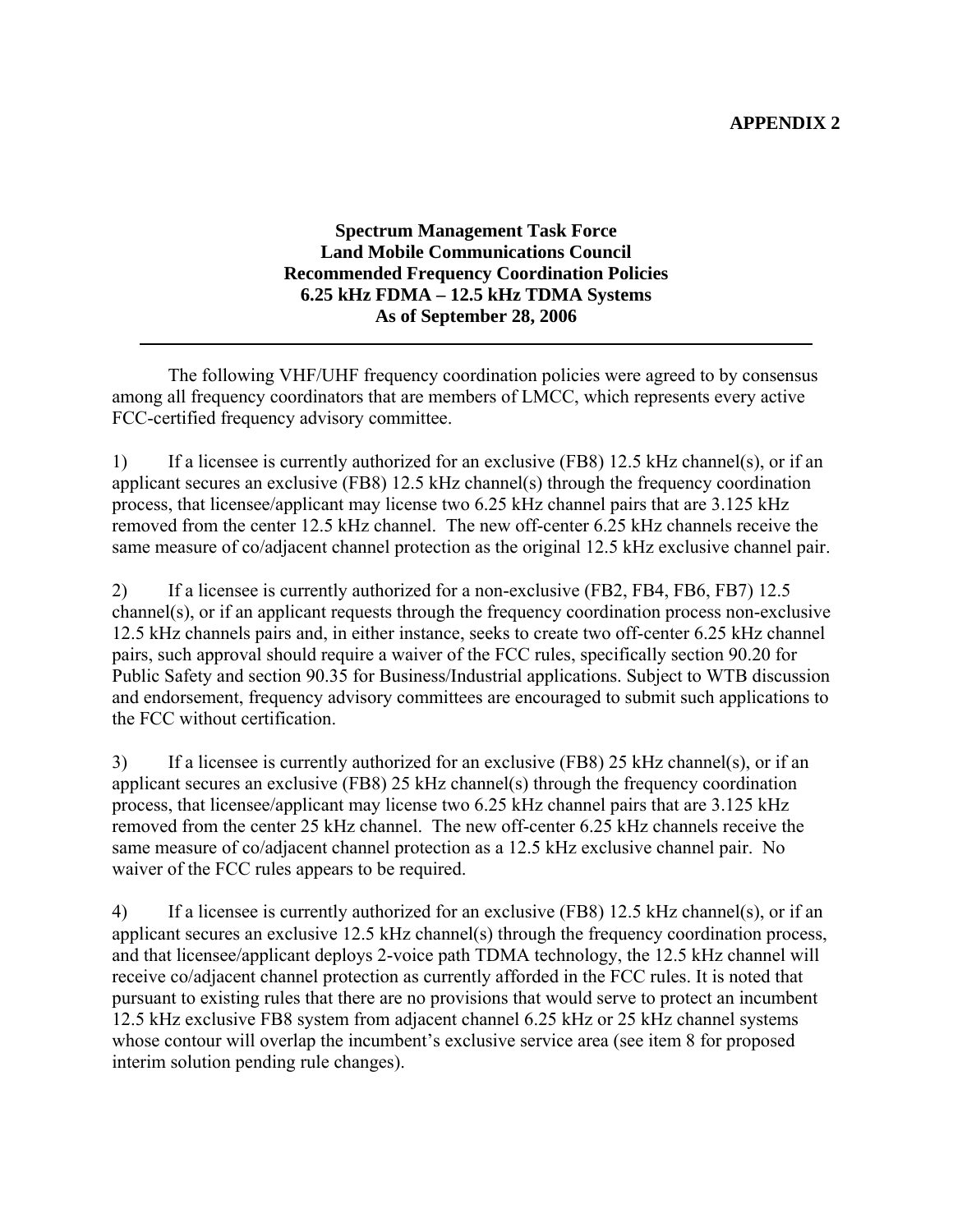**APPENDIX 2**

### Spectrum Management Task Force
### Land Mobile Communications Council
### Recommended Frequency Coordination Policies
### 6.25 kHz FDMA – 12.5 kHz TDMA Systems
### As of September 28, 2006

---

The following VHF/UHF frequency coordination policies were agreed to by consensus among all frequency coordinators that are members of LMCC, which represents every active FCC-certified frequency advisory committee.

1) If a licensee is currently authorized for an exclusive (FB8) 12.5 kHz channel(s), or if an applicant secures an exclusive (FB8) 12.5 kHz channel(s) through the frequency coordination process, that licensee/applicant may license two 6.25 kHz channel pairs that are 3.125 kHz removed from the center 12.5 kHz channel. The new off-center 6.25 kHz channels receive the same measure of co/adjacent channel protection as the original 12.5 kHz exclusive channel pair.

2) If a licensee is currently authorized for a non-exclusive (FB2, FB4, FB6, FB7) 12.5 channel(s), or if an applicant requests through the frequency coordination process non-exclusive 12.5 kHz channels pairs and, in either instance, seeks to create two off-center 6.25 kHz channel pairs, such approval should require a waiver of the FCC rules, specifically section 90.20 for Public Safety and section 90.35 for Business/Industrial applications. Subject to WTB discussion and endorsement, frequency advisory committees are encouraged to submit such applications to the FCC without certification.

3) If a licensee is currently authorized for an exclusive (FB8) 25 kHz channel(s), or if an applicant secures an exclusive (FB8) 25 kHz channel(s) through the frequency coordination process, that licensee/applicant may license two 6.25 kHz channel pairs that are 3.125 kHz removed from the center 25 kHz channel. The new off-center 6.25 kHz channels receive the same measure of co/adjacent channel protection as a 12.5 kHz exclusive channel pair. No waiver of the FCC rules appears to be required.

4) If a licensee is currently authorized for an exclusive (FB8) 12.5 kHz channel(s), or if an applicant secures an exclusive 12.5 kHz channel(s) through the frequency coordination process, and that licensee/applicant deploys 2-voice path TDMA technology, the 12.5 kHz channel will receive co/adjacent channel protection as currently afforded in the FCC rules. It is noted that pursuant to existing rules that there are no provisions that would serve to protect an incumbent 12.5 kHz exclusive FB8 system from adjacent channel 6.25 kHz or 25 kHz channel systems whose contour will overlap the incumbent's exclusive service area (see item 8 for proposed interim solution pending rule changes).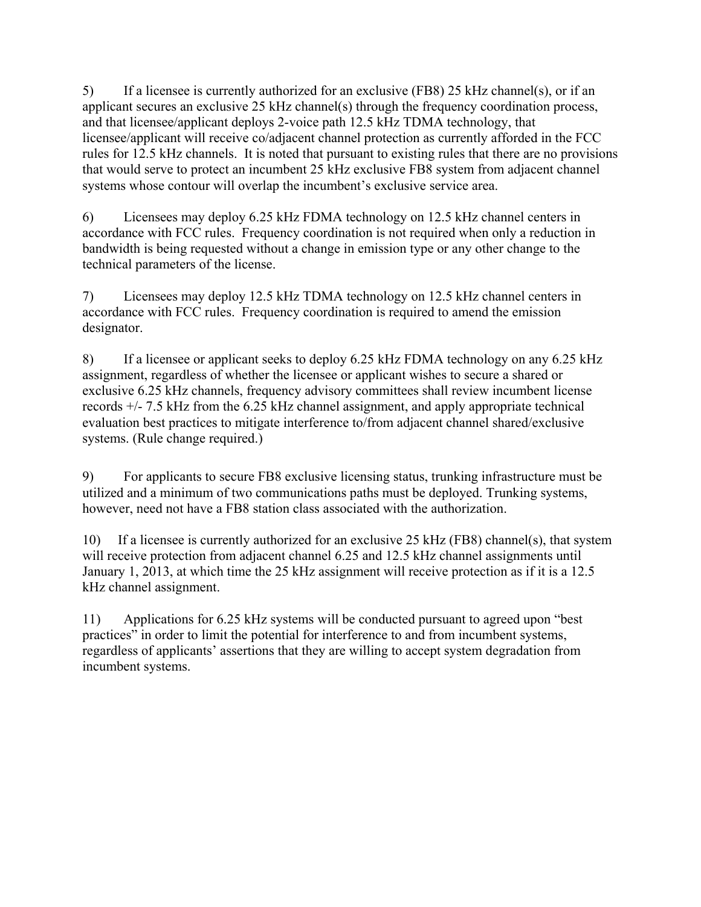5) If a licensee is currently authorized for an exclusive (FB8) 25 kHz channel(s), or if an applicant secures an exclusive 25 kHz channel(s) through the frequency coordination process, and that licensee/applicant deploys 2-voice path 12.5 kHz TDMA technology, that licensee/applicant will receive co/adjacent channel protection as currently afforded in the FCC rules for 12.5 kHz channels. It is noted that pursuant to existing rules that there are no provisions that would serve to protect an incumbent 25 kHz exclusive FB8 system from adjacent channel systems whose contour will overlap the incumbent's exclusive service area.

6) Licensees may deploy 6.25 kHz FDMA technology on 12.5 kHz channel centers in accordance with FCC rules. Frequency coordination is not required when only a reduction in bandwidth is being requested without a change in emission type or any other change to the technical parameters of the license.

7) Licensees may deploy 12.5 kHz TDMA technology on 12.5 kHz channel centers in accordance with FCC rules. Frequency coordination is required to amend the emission designator.

8) If a licensee or applicant seeks to deploy 6.25 kHz FDMA technology on any 6.25 kHz assignment, regardless of whether the licensee or applicant wishes to secure a shared or exclusive 6.25 kHz channels, frequency advisory committees shall review incumbent license records +/- 7.5 kHz from the 6.25 kHz channel assignment, and apply appropriate technical evaluation best practices to mitigate interference to/from adjacent channel shared/exclusive systems. (Rule change required.)

9) For applicants to secure FB8 exclusive licensing status, trunking infrastructure must be utilized and a minimum of two communications paths must be deployed. Trunking systems, however, need not have a FB8 station class associated with the authorization.

10) If a licensee is currently authorized for an exclusive 25 kHz (FB8) channel(s), that system will receive protection from adjacent channel 6.25 and 12.5 kHz channel assignments until January 1, 2013, at which time the 25 kHz assignment will receive protection as if it is a 12.5 kHz channel assignment.

11) Applications for 6.25 kHz systems will be conducted pursuant to agreed upon "best practices" in order to limit the potential for interference to and from incumbent systems, regardless of applicants' assertions that they are willing to accept system degradation from incumbent systems.